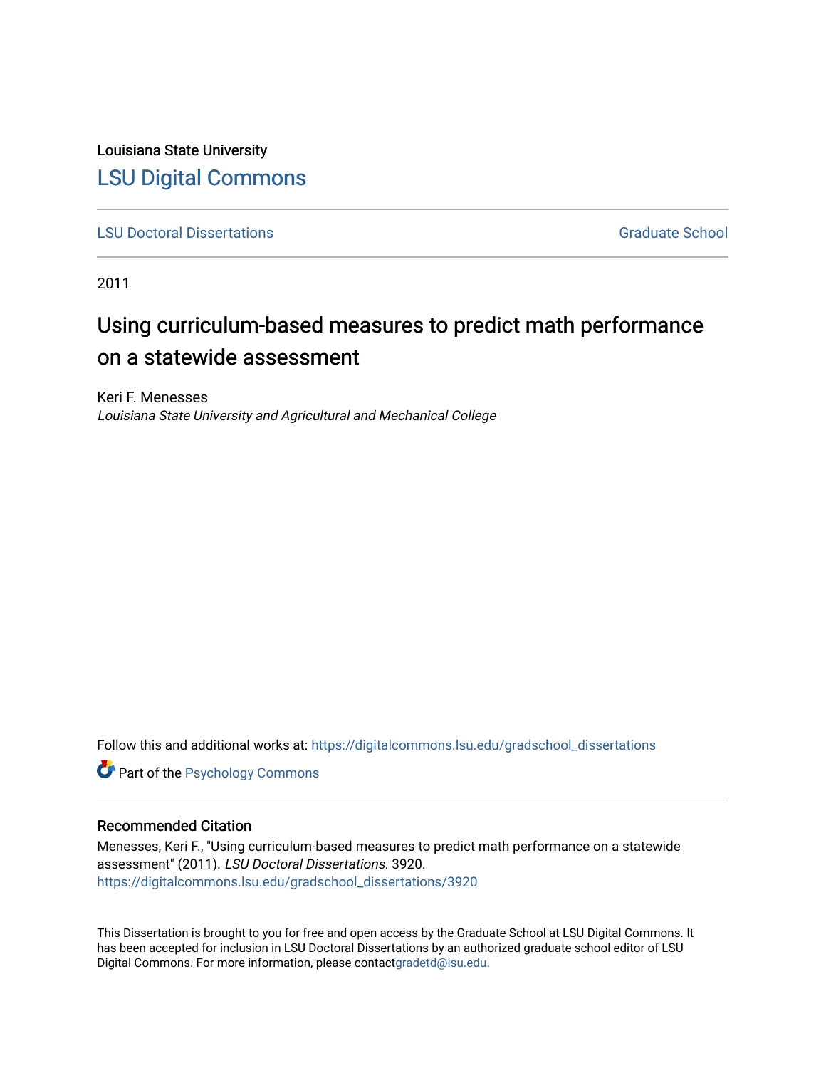Louisiana State University

# LSU Digital Commons

LSU Doctoral Dissertations | Graduate School
---|---

2011

## Using curriculum-based measures to predict math performance on a statewide assessment

Keri F. Menesses
*Louisiana State University and Agricultural and Mechanical College*

Follow this and additional works at: https://digitalcommons.lsu.edu/gradschool_dissertations

Part of the Psychology Commons

### Recommended Citation

Menesses, Keri F., "Using curriculum-based measures to predict math performance on a statewide assessment" (2011). *LSU Doctoral Dissertations*. 3920.
https://digitalcommons.lsu.edu/gradschool_dissertations/3920

This Dissertation is brought to you for free and open access by the Graduate School at LSU Digital Commons. It has been accepted for inclusion in LSU Doctoral Dissertations by an authorized graduate school editor of LSU Digital Commons. For more information, please contactgradetd@lsu.edu.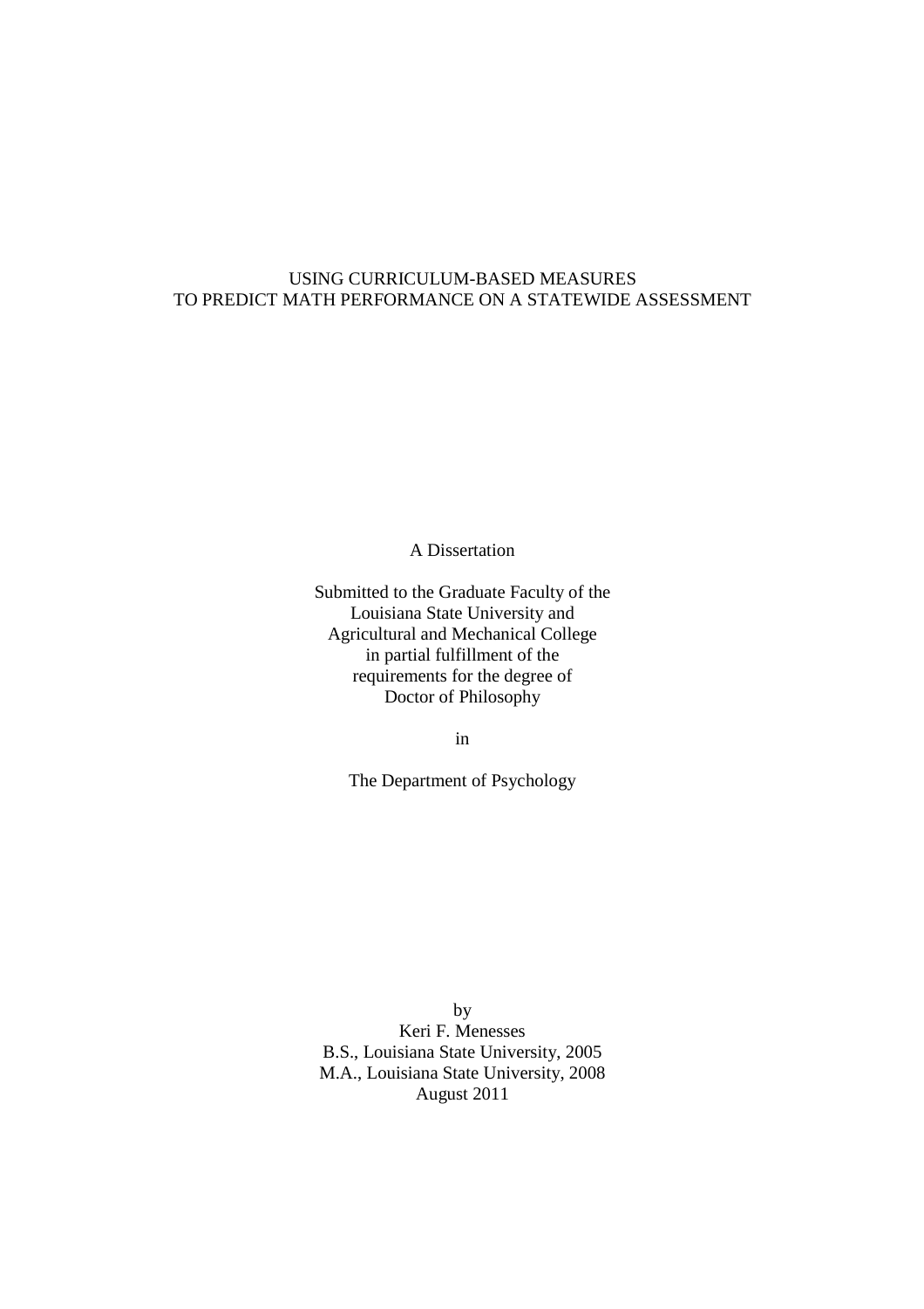# USING CURRICULUM-BASED MEASURES TO PREDICT MATH PERFORMANCE ON A STATEWIDE ASSESSMENT

A Dissertation

Submitted to the Graduate Faculty of the
Louisiana State University and
Agricultural and Mechanical College
in partial fulfillment of the
requirements for the degree of
Doctor of Philosophy

in

The Department of Psychology

by
Keri F. Menesses
B.S., Louisiana State University, 2005
M.A., Louisiana State University, 2008
August 2011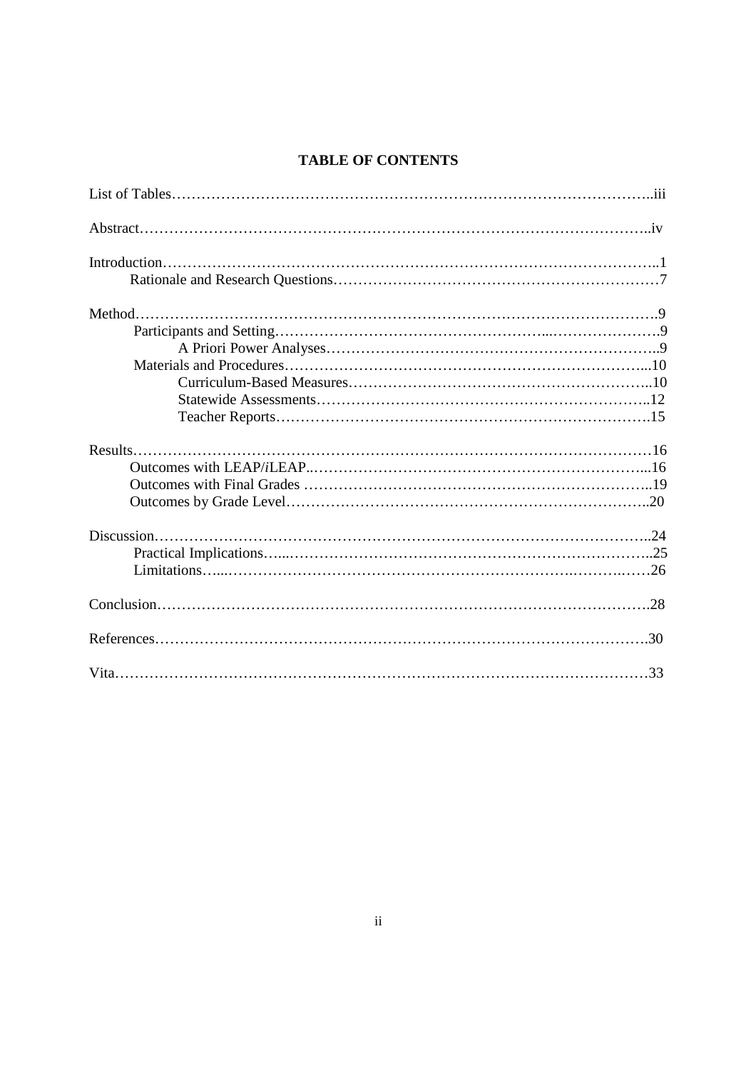**TABLE OF CONTENTS**

List of Tables……………………………………………………………………………………..iii

Abstract………………………………………………………………………………………..iv

Introduction………………………………………………………………………………………..1
    Rationale and Research Questions…………………………………………………………7

Method……………………………………………………………………………………………….9
    Participants and Setting…………………………………………………………………….9
        A Priori Power Analyses…………………………………………………………..9
    Materials and Procedures………………………………………………………………...10
        Curriculum-Based Measures……………………………………………………..10
        Statewide Assessments…………………………………………………………..12
        Teacher Reports………………………………………………………………….15

Results…………………………………………………………………………………………16
    Outcomes with LEAP/*i*LEAP..…………………………………………………………...16
    Outcomes with Final Grades ……………………………………………………………..19
    Outcomes by Grade Level………………………………………………………………..20

Discussion……………………………………………………………………………………..24
    Practical Implications…...………………………………………………………………..25
    Limitations…...…………………………………………………………………………26

Conclusion……………………………………………………………………………………….28

References……………………………………………………………………………………….30

Vita………………………………………………………………………………………………33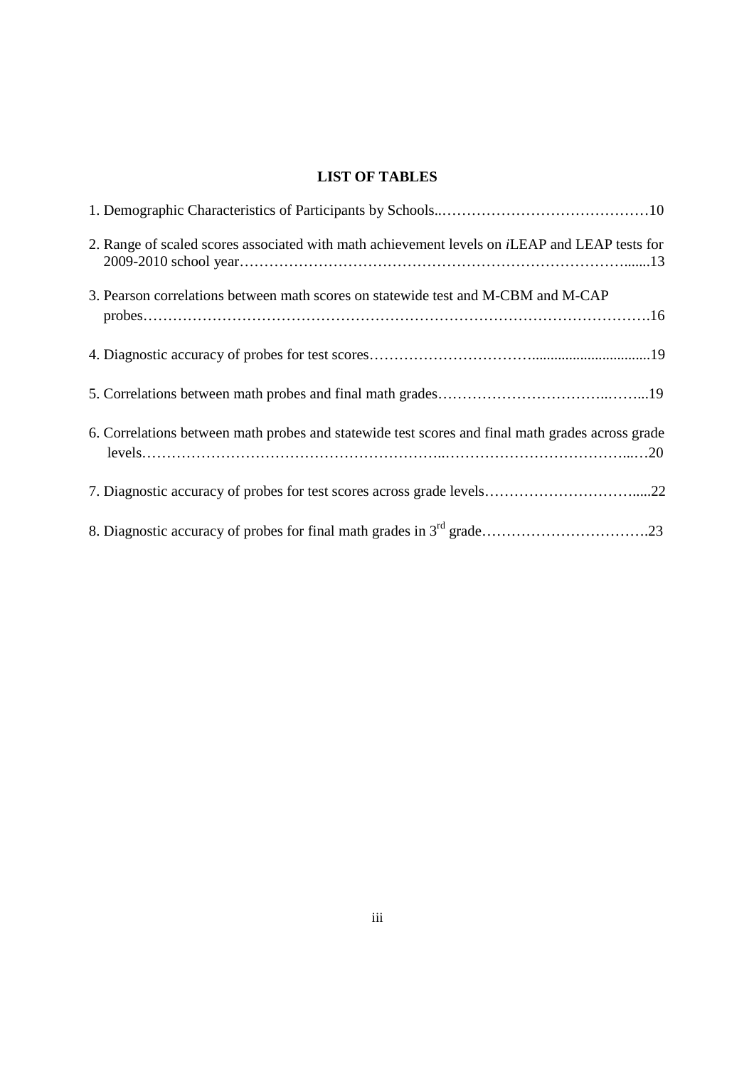## LIST OF TABLES

1. Demographic Characteristics of Participants by Schools..........................................10

2. Range of scaled scores associated with math achievement levels on *i*LEAP and LEAP tests for 2009-2010 school year.............................................................................13

3. Pearson correlations between math scores on statewide test and M-CBM and M-CAP probes.............................................................................................16

4. Diagnostic accuracy of probes for test scores.............................................................19

5. Correlations between math probes and final math grades.........................................19

6. Correlations between math probes and statewide test scores and final math grades across grade levels.............................................................................................20

7. Diagnostic accuracy of probes for test scores across grade levels................................22

8. Diagnostic accuracy of probes for final math grades in 3rd grade................................23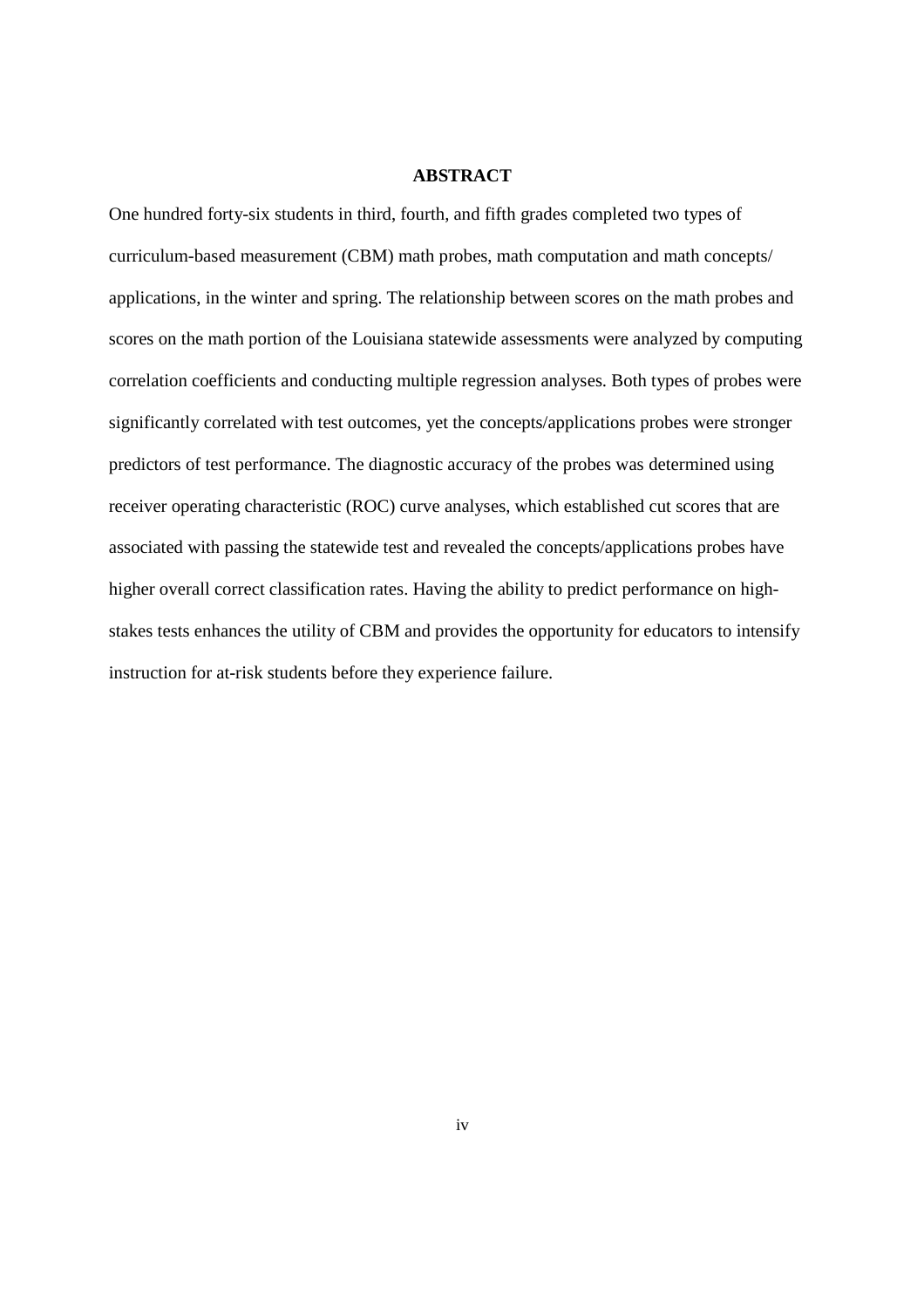# ABSTRACT

One hundred forty-six students in third, fourth, and fifth grades completed two types of curriculum-based measurement (CBM) math probes, math computation and math concepts/ applications, in the winter and spring. The relationship between scores on the math probes and scores on the math portion of the Louisiana statewide assessments were analyzed by computing correlation coefficients and conducting multiple regression analyses. Both types of probes were significantly correlated with test outcomes, yet the concepts/applications probes were stronger predictors of test performance. The diagnostic accuracy of the probes was determined using receiver operating characteristic (ROC) curve analyses, which established cut scores that are associated with passing the statewide test and revealed the concepts/applications probes have higher overall correct classification rates. Having the ability to predict performance on high-stakes tests enhances the utility of CBM and provides the opportunity for educators to intensify instruction for at-risk students before they experience failure.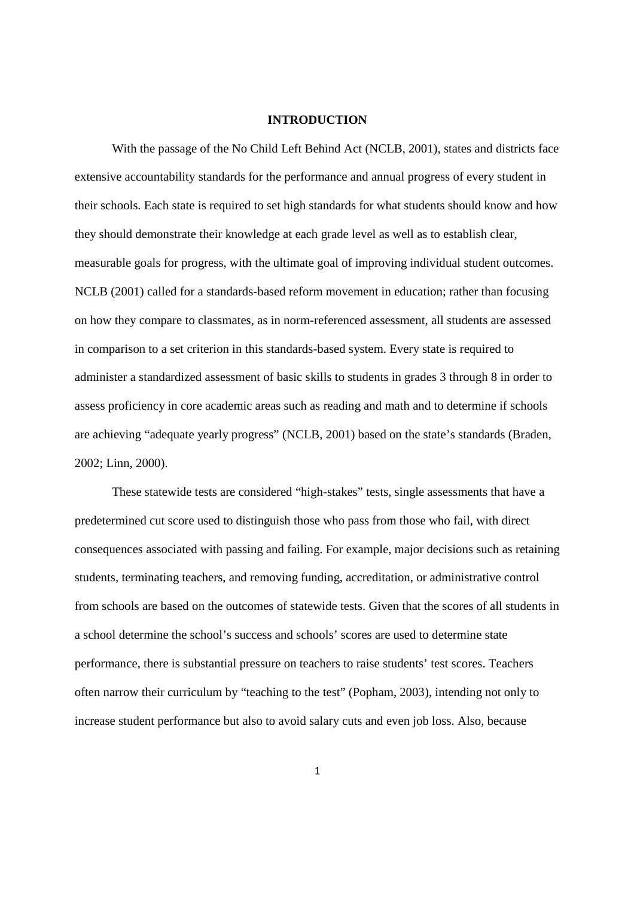# INTRODUCTION

With the passage of the No Child Left Behind Act (NCLB, 2001), states and districts face extensive accountability standards for the performance and annual progress of every student in their schools. Each state is required to set high standards for what students should know and how they should demonstrate their knowledge at each grade level as well as to establish clear, measurable goals for progress, with the ultimate goal of improving individual student outcomes. NCLB (2001) called for a standards-based reform movement in education; rather than focusing on how they compare to classmates, as in norm-referenced assessment, all students are assessed in comparison to a set criterion in this standards-based system. Every state is required to administer a standardized assessment of basic skills to students in grades 3 through 8 in order to assess proficiency in core academic areas such as reading and math and to determine if schools are achieving "adequate yearly progress" (NCLB, 2001) based on the state's standards (Braden, 2002; Linn, 2000).

These statewide tests are considered "high-stakes" tests, single assessments that have a predetermined cut score used to distinguish those who pass from those who fail, with direct consequences associated with passing and failing. For example, major decisions such as retaining students, terminating teachers, and removing funding, accreditation, or administrative control from schools are based on the outcomes of statewide tests. Given that the scores of all students in a school determine the school's success and schools' scores are used to determine state performance, there is substantial pressure on teachers to raise students' test scores. Teachers often narrow their curriculum by "teaching to the test" (Popham, 2003), intending not only to increase student performance but also to avoid salary cuts and even job loss. Also, because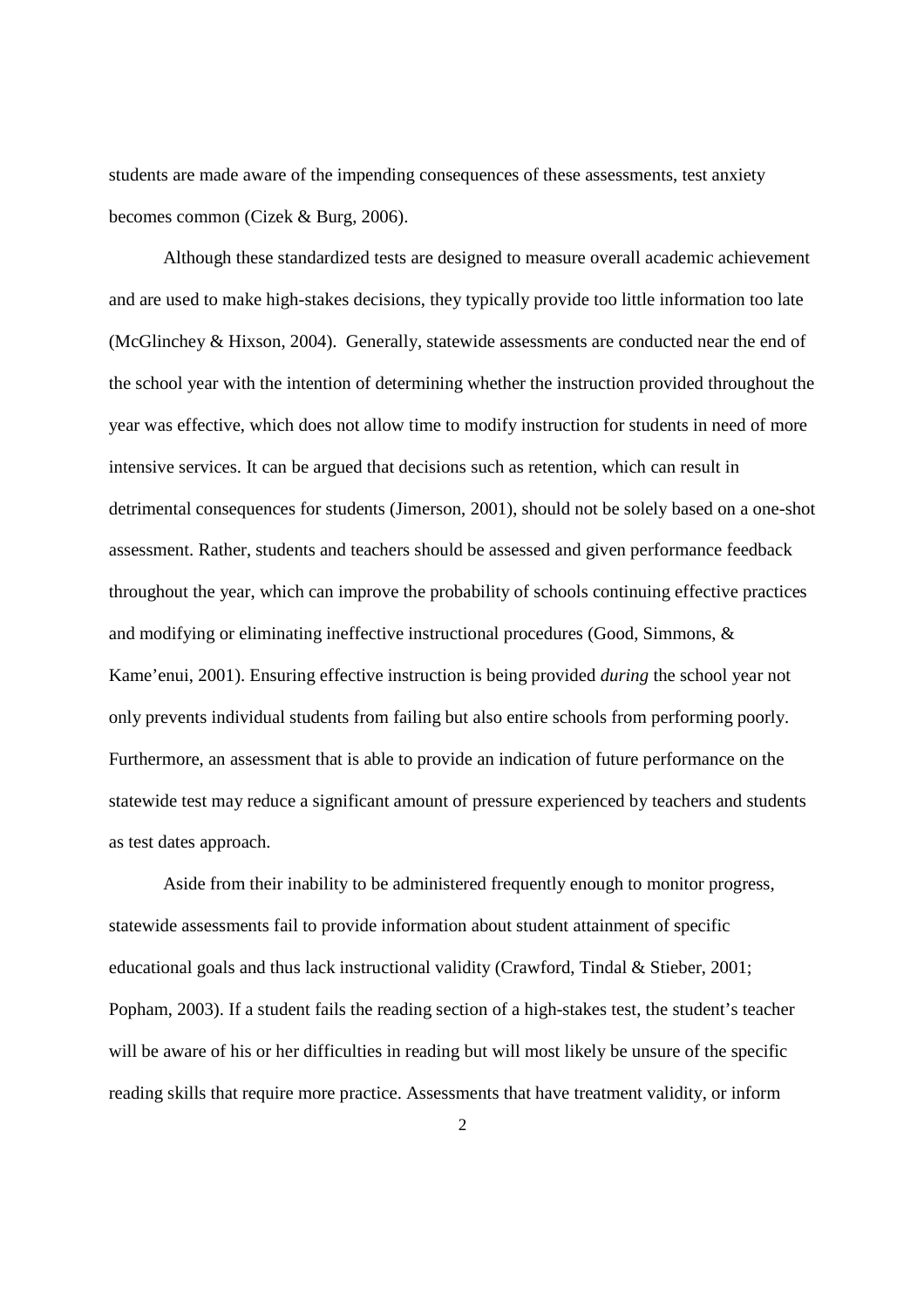students are made aware of the impending consequences of these assessments, test anxiety becomes common (Cizek & Burg, 2006).

Although these standardized tests are designed to measure overall academic achievement and are used to make high-stakes decisions, they typically provide too little information too late (McGlinchey & Hixson, 2004). Generally, statewide assessments are conducted near the end of the school year with the intention of determining whether the instruction provided throughout the year was effective, which does not allow time to modify instruction for students in need of more intensive services. It can be argued that decisions such as retention, which can result in detrimental consequences for students (Jimerson, 2001), should not be solely based on a one-shot assessment. Rather, students and teachers should be assessed and given performance feedback throughout the year, which can improve the probability of schools continuing effective practices and modifying or eliminating ineffective instructional procedures (Good, Simmons, & Kame'enui, 2001). Ensuring effective instruction is being provided *during* the school year not only prevents individual students from failing but also entire schools from performing poorly. Furthermore, an assessment that is able to provide an indication of future performance on the statewide test may reduce a significant amount of pressure experienced by teachers and students as test dates approach.

Aside from their inability to be administered frequently enough to monitor progress, statewide assessments fail to provide information about student attainment of specific educational goals and thus lack instructional validity (Crawford, Tindal & Stieber, 2001; Popham, 2003). If a student fails the reading section of a high-stakes test, the student's teacher will be aware of his or her difficulties in reading but will most likely be unsure of the specific reading skills that require more practice. Assessments that have treatment validity, or inform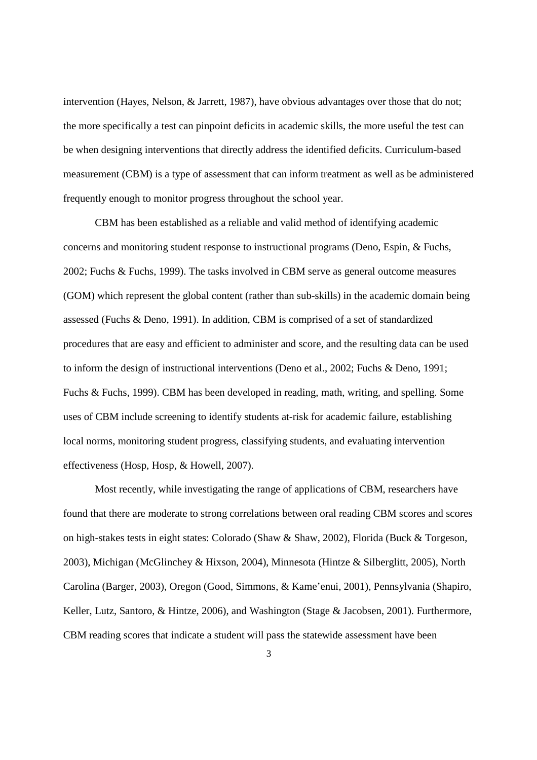intervention (Hayes, Nelson, & Jarrett, 1987), have obvious advantages over those that do not; the more specifically a test can pinpoint deficits in academic skills, the more useful the test can be when designing interventions that directly address the identified deficits. Curriculum-based measurement (CBM) is a type of assessment that can inform treatment as well as be administered frequently enough to monitor progress throughout the school year.

CBM has been established as a reliable and valid method of identifying academic concerns and monitoring student response to instructional programs (Deno, Espin, & Fuchs, 2002; Fuchs & Fuchs, 1999). The tasks involved in CBM serve as general outcome measures (GOM) which represent the global content (rather than sub-skills) in the academic domain being assessed (Fuchs & Deno, 1991). In addition, CBM is comprised of a set of standardized procedures that are easy and efficient to administer and score, and the resulting data can be used to inform the design of instructional interventions (Deno et al., 2002; Fuchs & Deno, 1991; Fuchs & Fuchs, 1999). CBM has been developed in reading, math, writing, and spelling. Some uses of CBM include screening to identify students at-risk for academic failure, establishing local norms, monitoring student progress, classifying students, and evaluating intervention effectiveness (Hosp, Hosp, & Howell, 2007).

Most recently, while investigating the range of applications of CBM, researchers have found that there are moderate to strong correlations between oral reading CBM scores and scores on high-stakes tests in eight states: Colorado (Shaw & Shaw, 2002), Florida (Buck & Torgeson, 2003), Michigan (McGlinchey & Hixson, 2004), Minnesota (Hintze & Silberglitt, 2005), North Carolina (Barger, 2003), Oregon (Good, Simmons, & Kame'enui, 2001), Pennsylvania (Shapiro, Keller, Lutz, Santoro, & Hintze, 2006), and Washington (Stage & Jacobsen, 2001). Furthermore, CBM reading scores that indicate a student will pass the statewide assessment have been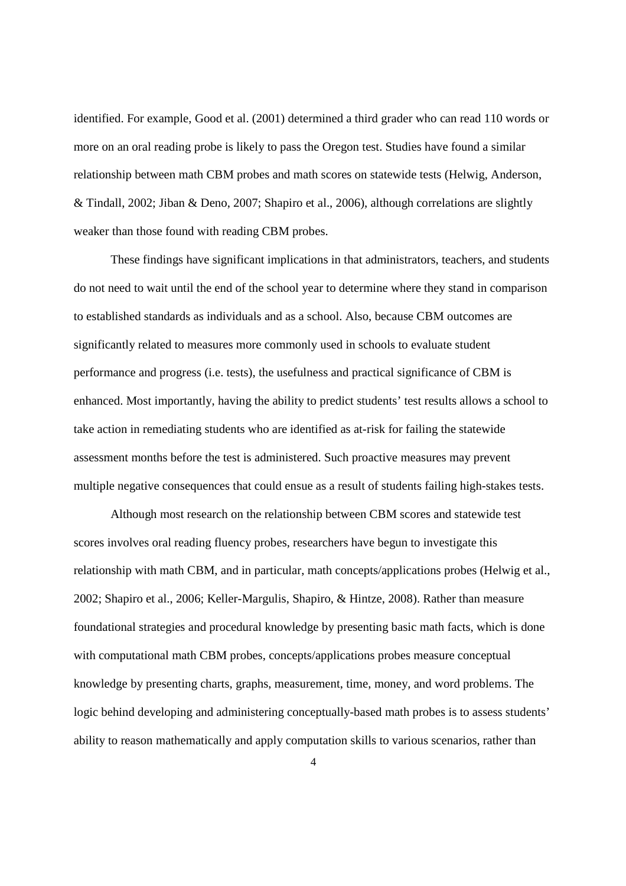identified. For example, Good et al. (2001) determined a third grader who can read 110 words or more on an oral reading probe is likely to pass the Oregon test. Studies have found a similar relationship between math CBM probes and math scores on statewide tests (Helwig, Anderson, & Tindall, 2002; Jiban & Deno, 2007; Shapiro et al., 2006), although correlations are slightly weaker than those found with reading CBM probes.

These findings have significant implications in that administrators, teachers, and students do not need to wait until the end of the school year to determine where they stand in comparison to established standards as individuals and as a school. Also, because CBM outcomes are significantly related to measures more commonly used in schools to evaluate student performance and progress (i.e. tests), the usefulness and practical significance of CBM is enhanced. Most importantly, having the ability to predict students' test results allows a school to take action in remediating students who are identified as at-risk for failing the statewide assessment months before the test is administered. Such proactive measures may prevent multiple negative consequences that could ensue as a result of students failing high-stakes tests.

Although most research on the relationship between CBM scores and statewide test scores involves oral reading fluency probes, researchers have begun to investigate this relationship with math CBM, and in particular, math concepts/applications probes (Helwig et al., 2002; Shapiro et al., 2006; Keller-Margulis, Shapiro, & Hintze, 2008). Rather than measure foundational strategies and procedural knowledge by presenting basic math facts, which is done with computational math CBM probes, concepts/applications probes measure conceptual knowledge by presenting charts, graphs, measurement, time, money, and word problems. The logic behind developing and administering conceptually-based math probes is to assess students' ability to reason mathematically and apply computation skills to various scenarios, rather than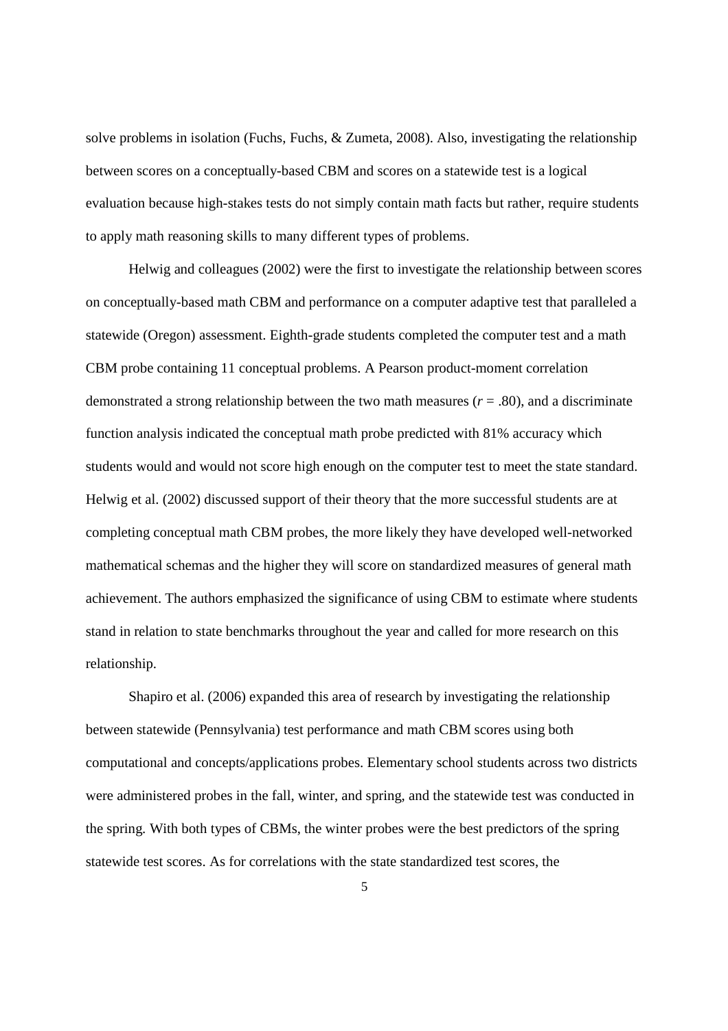solve problems in isolation (Fuchs, Fuchs, & Zumeta, 2008). Also, investigating the relationship between scores on a conceptually-based CBM and scores on a statewide test is a logical evaluation because high-stakes tests do not simply contain math facts but rather, require students to apply math reasoning skills to many different types of problems.

Helwig and colleagues (2002) were the first to investigate the relationship between scores on conceptually-based math CBM and performance on a computer adaptive test that paralleled a statewide (Oregon) assessment. Eighth-grade students completed the computer test and a math CBM probe containing 11 conceptual problems. A Pearson product-moment correlation demonstrated a strong relationship between the two math measures ($r$ = .80), and a discriminate function analysis indicated the conceptual math probe predicted with 81% accuracy which students would and would not score high enough on the computer test to meet the state standard. Helwig et al. (2002) discussed support of their theory that the more successful students are at completing conceptual math CBM probes, the more likely they have developed well-networked mathematical schemas and the higher they will score on standardized measures of general math achievement. The authors emphasized the significance of using CBM to estimate where students stand in relation to state benchmarks throughout the year and called for more research on this relationship.

Shapiro et al. (2006) expanded this area of research by investigating the relationship between statewide (Pennsylvania) test performance and math CBM scores using both computational and concepts/applications probes. Elementary school students across two districts were administered probes in the fall, winter, and spring, and the statewide test was conducted in the spring. With both types of CBMs, the winter probes were the best predictors of the spring statewide test scores. As for correlations with the state standardized test scores, the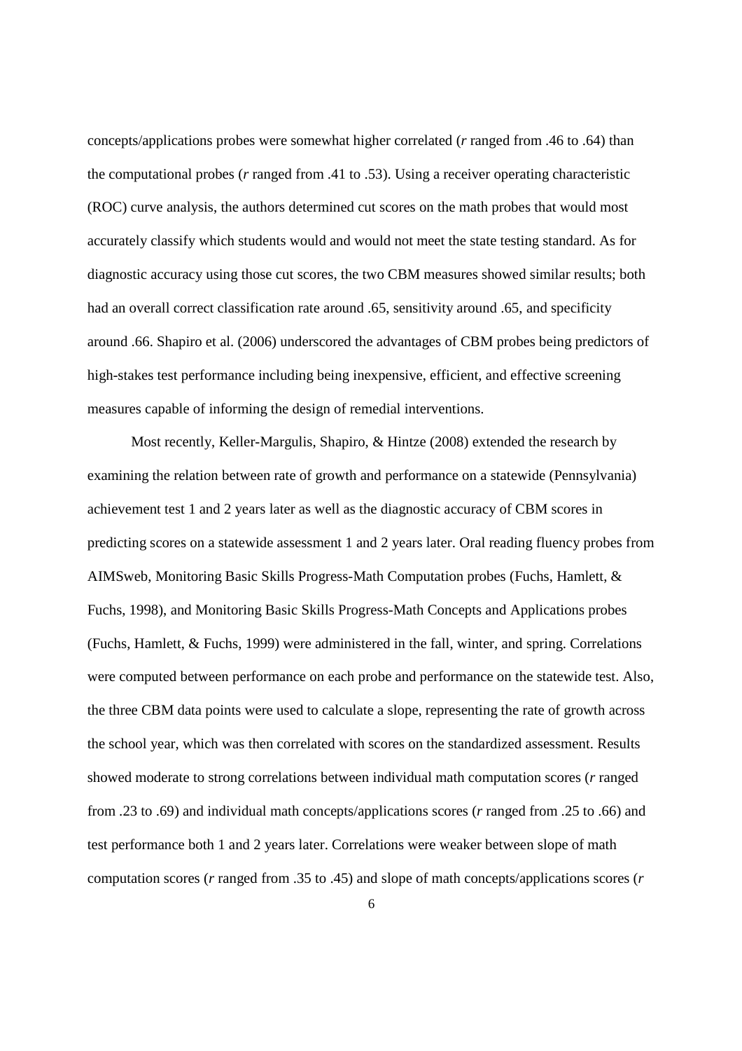concepts/applications probes were somewhat higher correlated (*r* ranged from .46 to .64) than the computational probes (*r* ranged from .41 to .53). Using a receiver operating characteristic (ROC) curve analysis, the authors determined cut scores on the math probes that would most accurately classify which students would and would not meet the state testing standard. As for diagnostic accuracy using those cut scores, the two CBM measures showed similar results; both had an overall correct classification rate around .65, sensitivity around .65, and specificity around .66. Shapiro et al. (2006) underscored the advantages of CBM probes being predictors of high-stakes test performance including being inexpensive, efficient, and effective screening measures capable of informing the design of remedial interventions.

Most recently, Keller-Margulis, Shapiro, & Hintze (2008) extended the research by examining the relation between rate of growth and performance on a statewide (Pennsylvania) achievement test 1 and 2 years later as well as the diagnostic accuracy of CBM scores in predicting scores on a statewide assessment 1 and 2 years later. Oral reading fluency probes from AIMSweb, Monitoring Basic Skills Progress-Math Computation probes (Fuchs, Hamlett, & Fuchs, 1998), and Monitoring Basic Skills Progress-Math Concepts and Applications probes (Fuchs, Hamlett, & Fuchs, 1999) were administered in the fall, winter, and spring. Correlations were computed between performance on each probe and performance on the statewide test. Also, the three CBM data points were used to calculate a slope, representing the rate of growth across the school year, which was then correlated with scores on the standardized assessment. Results showed moderate to strong correlations between individual math computation scores (*r* ranged from .23 to .69) and individual math concepts/applications scores (*r* ranged from .25 to .66) and test performance both 1 and 2 years later. Correlations were weaker between slope of math computation scores (*r* ranged from .35 to .45) and slope of math concepts/applications scores (*r*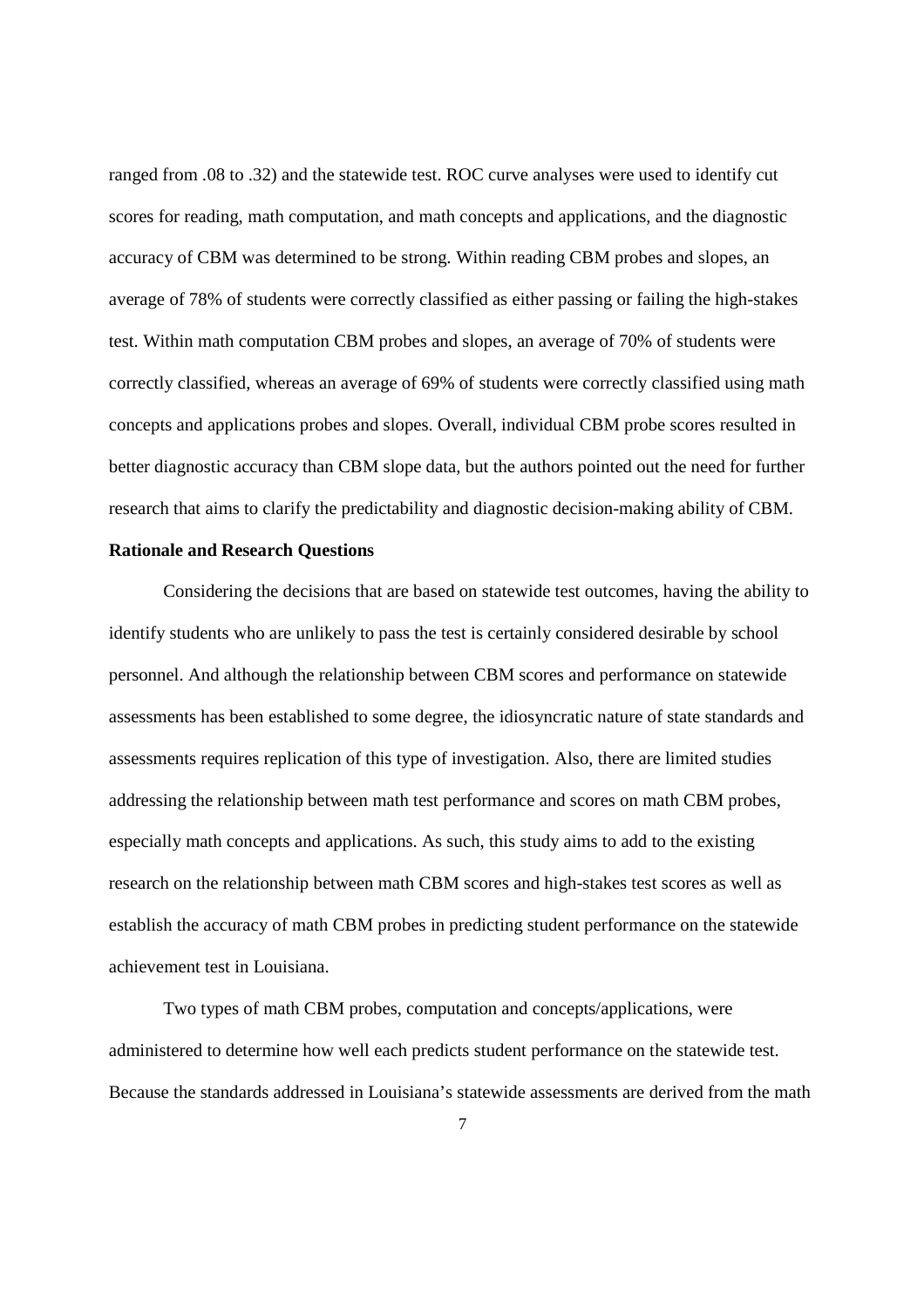ranged from .08 to .32) and the statewide test. ROC curve analyses were used to identify cut scores for reading, math computation, and math concepts and applications, and the diagnostic accuracy of CBM was determined to be strong. Within reading CBM probes and slopes, an average of 78% of students were correctly classified as either passing or failing the high-stakes test. Within math computation CBM probes and slopes, an average of 70% of students were correctly classified, whereas an average of 69% of students were correctly classified using math concepts and applications probes and slopes. Overall, individual CBM probe scores resulted in better diagnostic accuracy than CBM slope data, but the authors pointed out the need for further research that aims to clarify the predictability and diagnostic decision-making ability of CBM.

**Rationale and Research Questions**

Considering the decisions that are based on statewide test outcomes, having the ability to identify students who are unlikely to pass the test is certainly considered desirable by school personnel. And although the relationship between CBM scores and performance on statewide assessments has been established to some degree, the idiosyncratic nature of state standards and assessments requires replication of this type of investigation. Also, there are limited studies addressing the relationship between math test performance and scores on math CBM probes, especially math concepts and applications. As such, this study aims to add to the existing research on the relationship between math CBM scores and high-stakes test scores as well as establish the accuracy of math CBM probes in predicting student performance on the statewide achievement test in Louisiana.

Two types of math CBM probes, computation and concepts/applications, were administered to determine how well each predicts student performance on the statewide test. Because the standards addressed in Louisiana's statewide assessments are derived from the math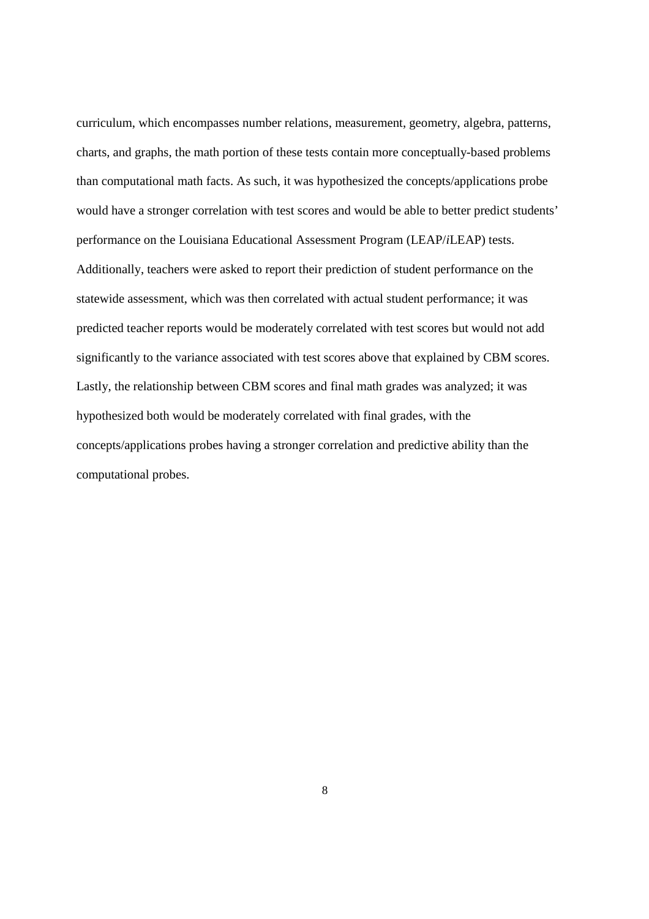curriculum, which encompasses number relations, measurement, geometry, algebra, patterns, charts, and graphs, the math portion of these tests contain more conceptually-based problems than computational math facts. As such, it was hypothesized the concepts/applications probe would have a stronger correlation with test scores and would be able to better predict students' performance on the Louisiana Educational Assessment Program (LEAP/*i*LEAP) tests. Additionally, teachers were asked to report their prediction of student performance on the statewide assessment, which was then correlated with actual student performance; it was predicted teacher reports would be moderately correlated with test scores but would not add significantly to the variance associated with test scores above that explained by CBM scores. Lastly, the relationship between CBM scores and final math grades was analyzed; it was hypothesized both would be moderately correlated with final grades, with the concepts/applications probes having a stronger correlation and predictive ability than the computational probes.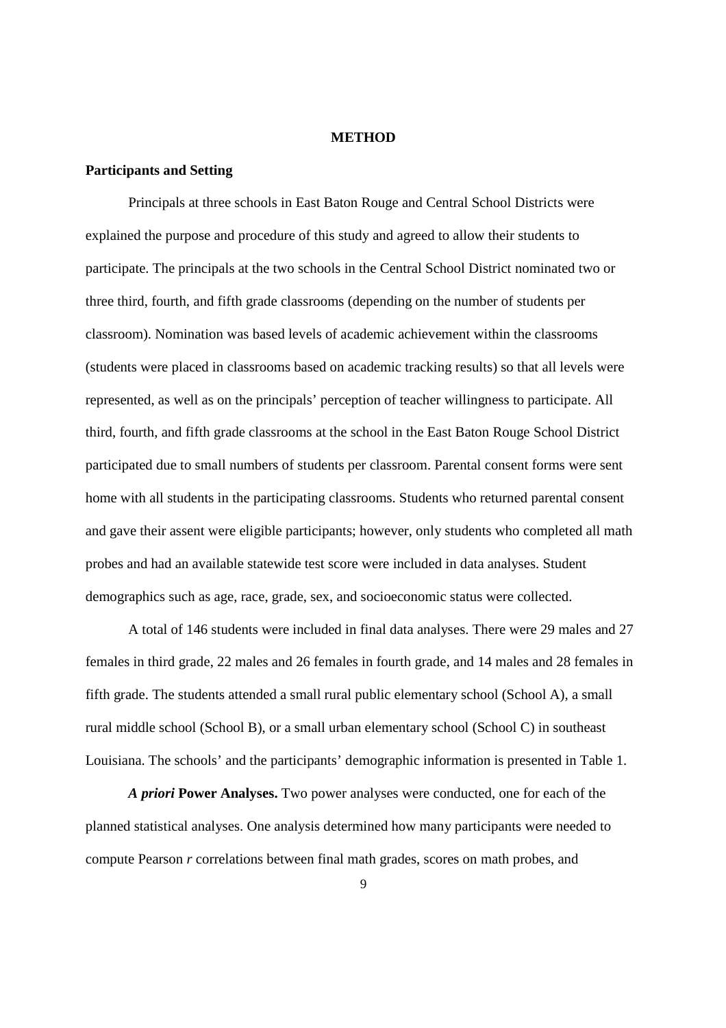# METHOD

## Participants and Setting

Principals at three schools in East Baton Rouge and Central School Districts were explained the purpose and procedure of this study and agreed to allow their students to participate. The principals at the two schools in the Central School District nominated two or three third, fourth, and fifth grade classrooms (depending on the number of students per classroom). Nomination was based levels of academic achievement within the classrooms (students were placed in classrooms based on academic tracking results) so that all levels were represented, as well as on the principals' perception of teacher willingness to participate. All third, fourth, and fifth grade classrooms at the school in the East Baton Rouge School District participated due to small numbers of students per classroom. Parental consent forms were sent home with all students in the participating classrooms. Students who returned parental consent and gave their assent were eligible participants; however, only students who completed all math probes and had an available statewide test score were included in data analyses. Student demographics such as age, race, grade, sex, and socioeconomic status were collected.

A total of 146 students were included in final data analyses. There were 29 males and 27 females in third grade, 22 males and 26 females in fourth grade, and 14 males and 28 females in fifth grade. The students attended a small rural public elementary school (School A), a small rural middle school (School B), or a small urban elementary school (School C) in southeast Louisiana. The schools' and the participants' demographic information is presented in Table 1.

***A priori* Power Analyses.** Two power analyses were conducted, one for each of the planned statistical analyses. One analysis determined how many participants were needed to compute Pearson *r* correlations between final math grades, scores on math probes, and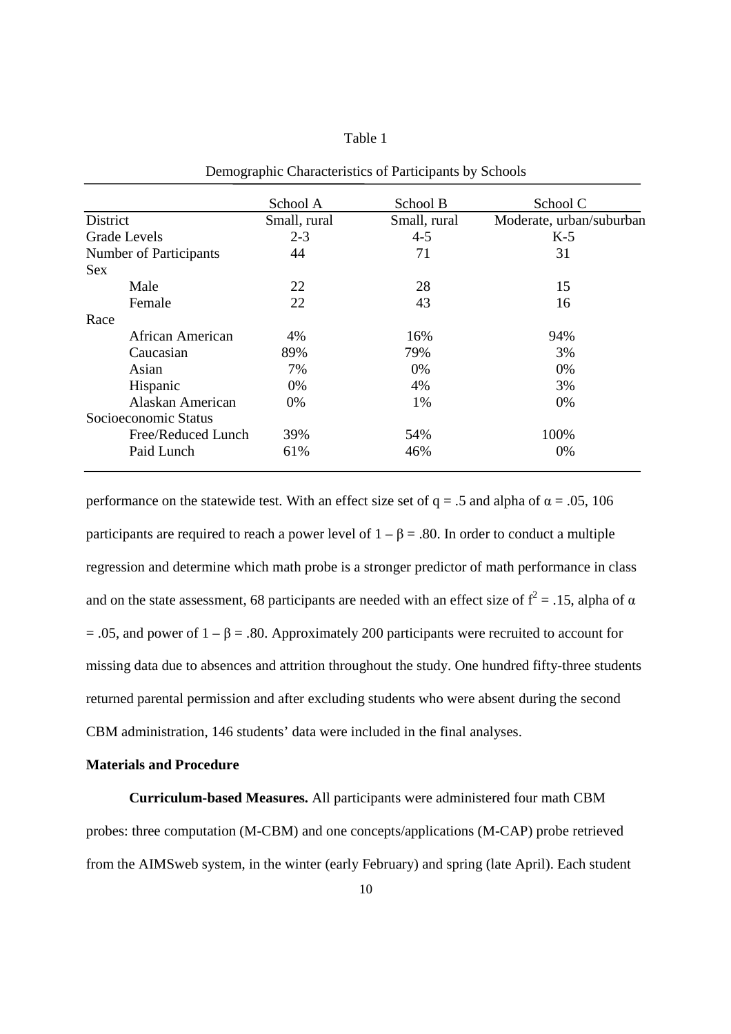Table 1

Demographic Characteristics of Participants by Schools

| | School A | School B | School C |
|---|---|---|---|
| District | Small, rural | Small, rural | Moderate, urban/suburban |
| Grade Levels | 2-3 | 4-5 | K-5 |
| Number of Participants | 44 | 71 | 31 |
| Sex | | | |
| Male | 22 | 28 | 15 |
| Female | 22 | 43 | 16 |
| Race | | | |
| African American | 4% | 16% | 94% |
| Caucasian | 89% | 79% | 3% |
| Asian | 7% | 0% | 0% |
| Hispanic | 0% | 4% | 3% |
| Alaskan American | 0% | 1% | 0% |
| Socioeconomic Status | | | |
| Free/Reduced Lunch | 39% | 54% | 100% |
| Paid Lunch | 61% | 46% | 0% |

performance on the statewide test. With an effect size set of $q = .5$ and alpha of $\alpha = .05$, 106 participants are required to reach a power level of $1 - \beta = .80$. In order to conduct a multiple regression and determine which math probe is a stronger predictor of math performance in class and on the state assessment, 68 participants are needed with an effect size of $f^2 = .15$, alpha of $\alpha = .05$, and power of $1 - \beta = .80$. Approximately 200 participants were recruited to account for missing data due to absences and attrition throughout the study. One hundred fifty-three students returned parental permission and after excluding students who were absent during the second CBM administration, 146 students' data were included in the final analyses.

**Materials and Procedure**

**Curriculum-based Measures.** All participants were administered four math CBM probes: three computation (M-CBM) and one concepts/applications (M-CAP) probe retrieved from the AIMSweb system, in the winter (early February) and spring (late April). Each student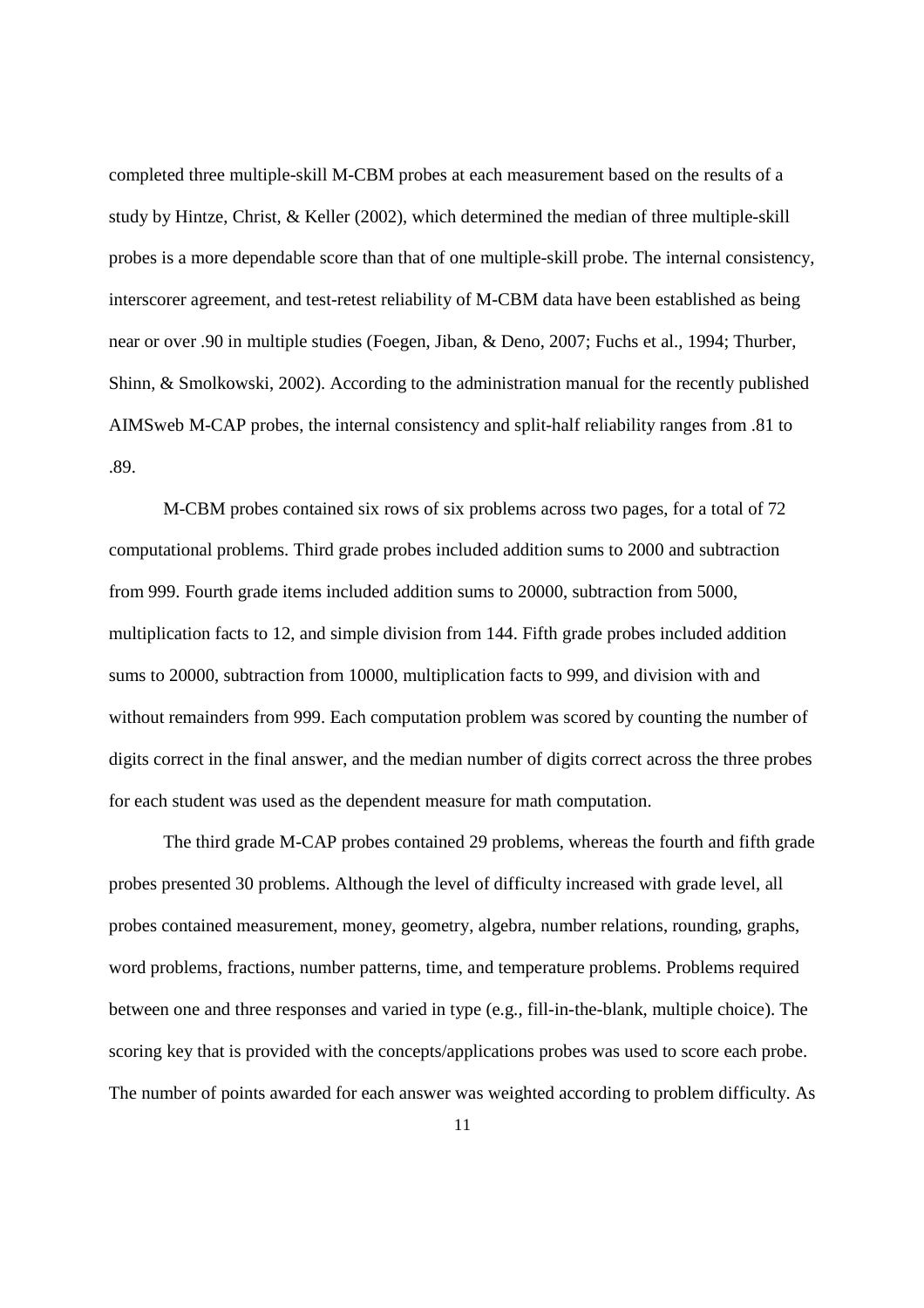completed three multiple-skill M-CBM probes at each measurement based on the results of a study by Hintze, Christ, & Keller (2002), which determined the median of three multiple-skill probes is a more dependable score than that of one multiple-skill probe. The internal consistency, interscorer agreement, and test-retest reliability of M-CBM data have been established as being near or over .90 in multiple studies (Foegen, Jiban, & Deno, 2007; Fuchs et al., 1994; Thurber, Shinn, & Smolkowski, 2002). According to the administration manual for the recently published AIMSweb M-CAP probes, the internal consistency and split-half reliability ranges from .81 to .89.

M-CBM probes contained six rows of six problems across two pages, for a total of 72 computational problems. Third grade probes included addition sums to 2000 and subtraction from 999. Fourth grade items included addition sums to 20000, subtraction from 5000, multiplication facts to 12, and simple division from 144. Fifth grade probes included addition sums to 20000, subtraction from 10000, multiplication facts to 999, and division with and without remainders from 999. Each computation problem was scored by counting the number of digits correct in the final answer, and the median number of digits correct across the three probes for each student was used as the dependent measure for math computation.

The third grade M-CAP probes contained 29 problems, whereas the fourth and fifth grade probes presented 30 problems. Although the level of difficulty increased with grade level, all probes contained measurement, money, geometry, algebra, number relations, rounding, graphs, word problems, fractions, number patterns, time, and temperature problems. Problems required between one and three responses and varied in type (e.g., fill-in-the-blank, multiple choice). The scoring key that is provided with the concepts/applications probes was used to score each probe. The number of points awarded for each answer was weighted according to problem difficulty. As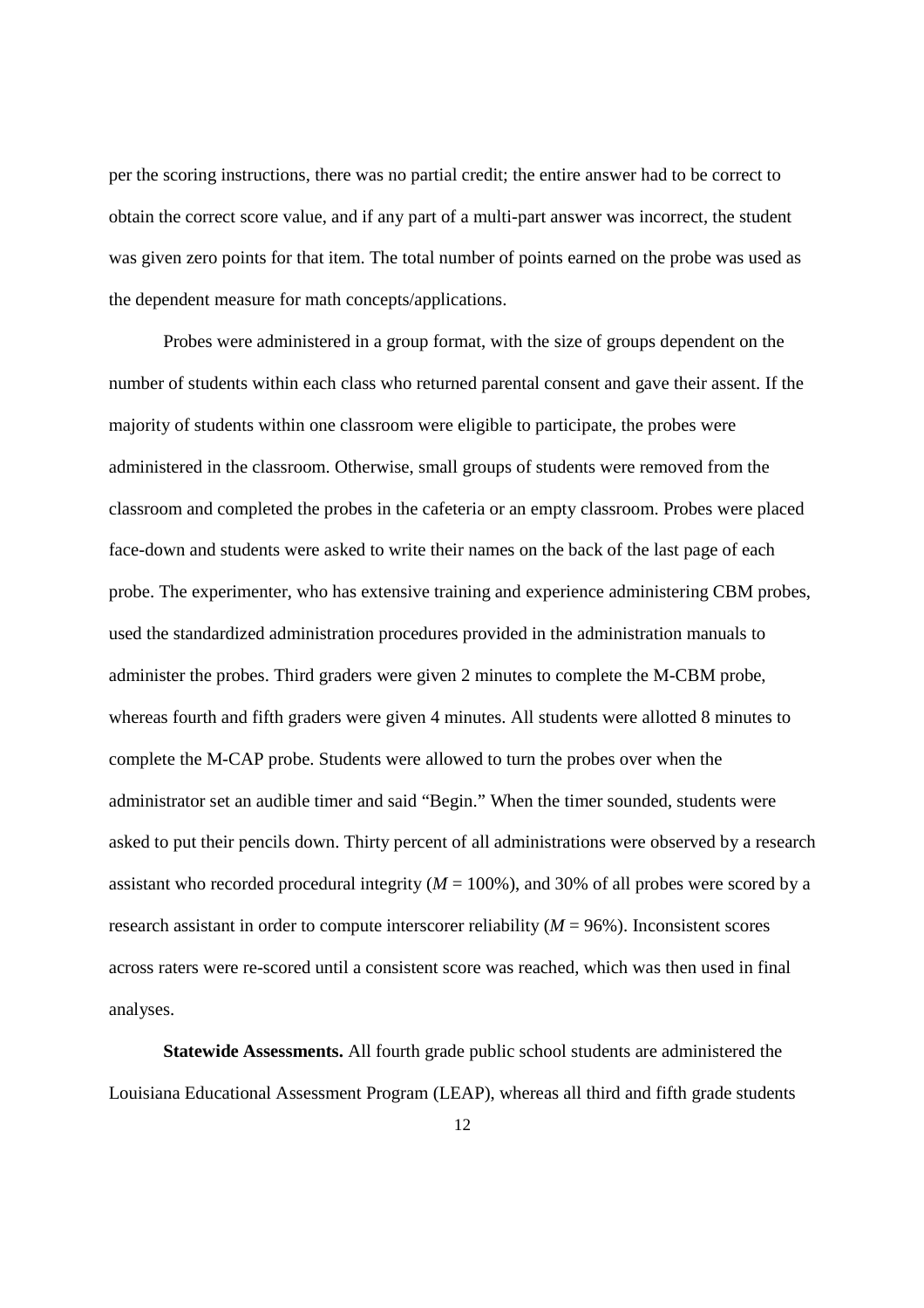per the scoring instructions, there was no partial credit; the entire answer had to be correct to obtain the correct score value, and if any part of a multi-part answer was incorrect, the student was given zero points for that item. The total number of points earned on the probe was used as the dependent measure for math concepts/applications.

Probes were administered in a group format, with the size of groups dependent on the number of students within each class who returned parental consent and gave their assent. If the majority of students within one classroom were eligible to participate, the probes were administered in the classroom. Otherwise, small groups of students were removed from the classroom and completed the probes in the cafeteria or an empty classroom. Probes were placed face-down and students were asked to write their names on the back of the last page of each probe. The experimenter, who has extensive training and experience administering CBM probes, used the standardized administration procedures provided in the administration manuals to administer the probes. Third graders were given 2 minutes to complete the M-CBM probe, whereas fourth and fifth graders were given 4 minutes. All students were allotted 8 minutes to complete the M-CAP probe. Students were allowed to turn the probes over when the administrator set an audible timer and said "Begin." When the timer sounded, students were asked to put their pencils down. Thirty percent of all administrations were observed by a research assistant who recorded procedural integrity ($M$ = 100%), and 30% of all probes were scored by a research assistant in order to compute interscorer reliability ($M$ = 96%). Inconsistent scores across raters were re-scored until a consistent score was reached, which was then used in final analyses.

**Statewide Assessments.** All fourth grade public school students are administered the Louisiana Educational Assessment Program (LEAP), whereas all third and fifth grade students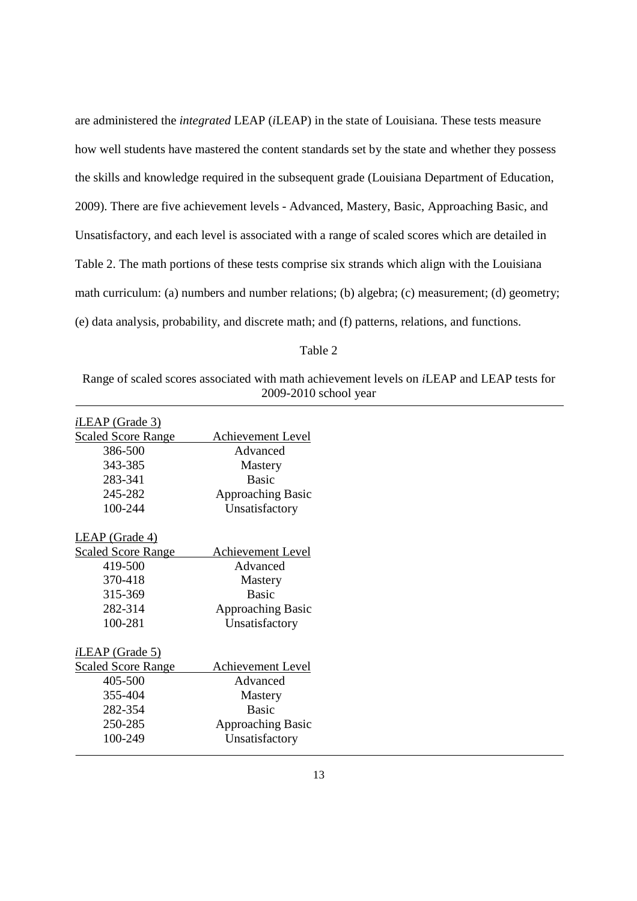are administered the *integrated* LEAP (*i*LEAP) in the state of Louisiana. These tests measure how well students have mastered the content standards set by the state and whether they possess the skills and knowledge required in the subsequent grade (Louisiana Department of Education, 2009). There are five achievement levels - Advanced, Mastery, Basic, Approaching Basic, and Unsatisfactory, and each level is associated with a range of scaled scores which are detailed in Table 2. The math portions of these tests comprise six strands which align with the Louisiana math curriculum: (a) numbers and number relations; (b) algebra; (c) measurement; (d) geometry; (e) data analysis, probability, and discrete math; and (f) patterns, relations, and functions.

Table 2

Range of scaled scores associated with math achievement levels on *i*LEAP and LEAP tests for 2009-2010 school year

| *i*LEAP (Grade 3) | |
|---|---|
| Scaled Score Range | Achievement Level |
| 386-500 | Advanced |
| 343-385 | Mastery |
| 283-341 | Basic |
| 245-282 | Approaching Basic |
| 100-244 | Unsatisfactory |
| | |
| LEAP (Grade 4) | |
| Scaled Score Range | Achievement Level |
| 419-500 | Advanced |
| 370-418 | Mastery |
| 315-369 | Basic |
| 282-314 | Approaching Basic |
| 100-281 | Unsatisfactory |
| | |
| *i*LEAP (Grade 5) | |
| Scaled Score Range | Achievement Level |
| 405-500 | Advanced |
| 355-404 | Mastery |
| 282-354 | Basic |
| 250-285 | Approaching Basic |
| 100-249 | Unsatisfactory |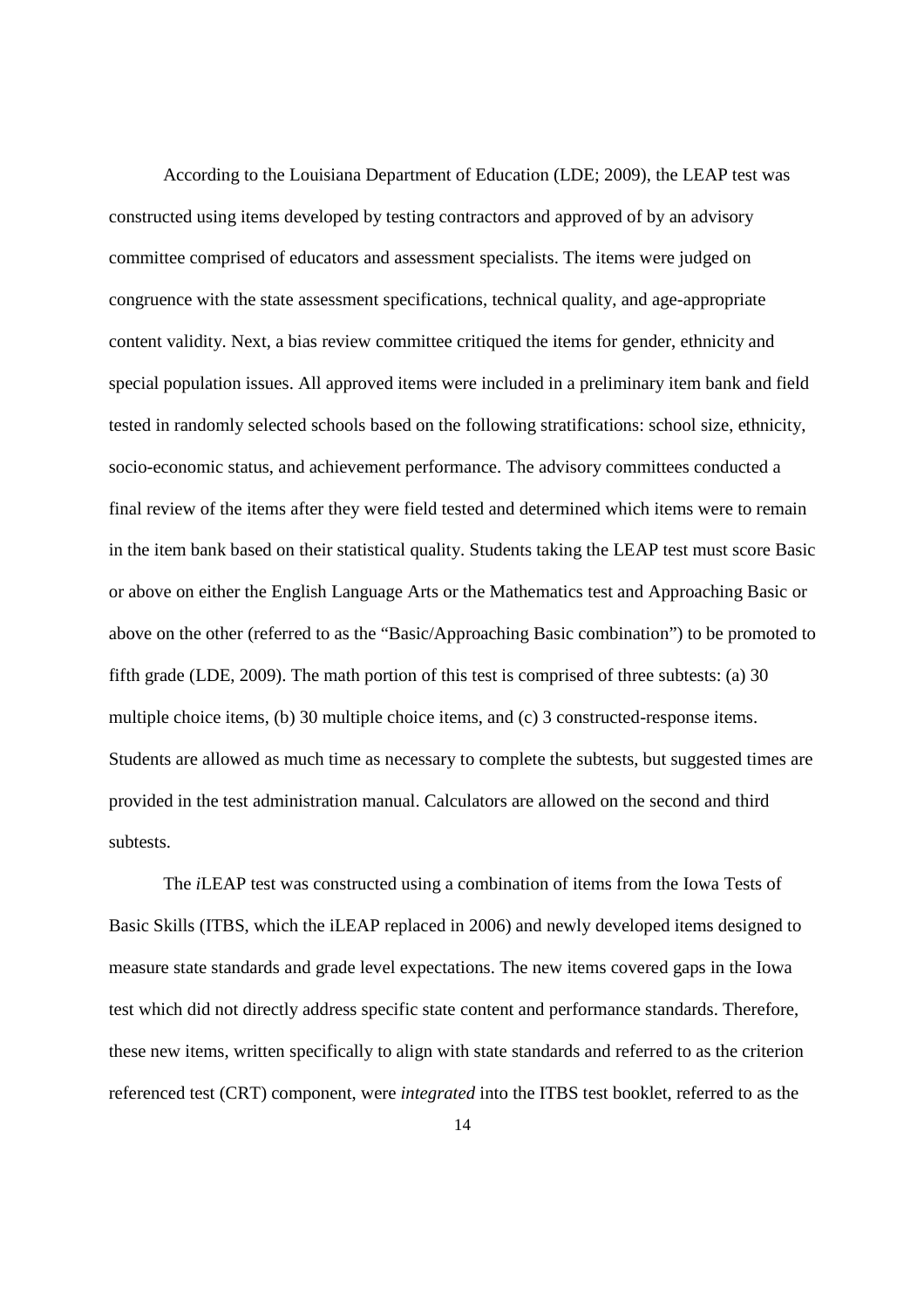According to the Louisiana Department of Education (LDE; 2009), the LEAP test was constructed using items developed by testing contractors and approved of by an advisory committee comprised of educators and assessment specialists. The items were judged on congruence with the state assessment specifications, technical quality, and age-appropriate content validity. Next, a bias review committee critiqued the items for gender, ethnicity and special population issues. All approved items were included in a preliminary item bank and field tested in randomly selected schools based on the following stratifications: school size, ethnicity, socio-economic status, and achievement performance. The advisory committees conducted a final review of the items after they were field tested and determined which items were to remain in the item bank based on their statistical quality. Students taking the LEAP test must score Basic or above on either the English Language Arts or the Mathematics test and Approaching Basic or above on the other (referred to as the "Basic/Approaching Basic combination") to be promoted to fifth grade (LDE, 2009). The math portion of this test is comprised of three subtests: (a) 30 multiple choice items, (b) 30 multiple choice items, and (c) 3 constructed-response items. Students are allowed as much time as necessary to complete the subtests, but suggested times are provided in the test administration manual. Calculators are allowed on the second and third subtests.

The *i*LEAP test was constructed using a combination of items from the Iowa Tests of Basic Skills (ITBS, which the iLEAP replaced in 2006) and newly developed items designed to measure state standards and grade level expectations. The new items covered gaps in the Iowa test which did not directly address specific state content and performance standards. Therefore, these new items, written specifically to align with state standards and referred to as the criterion referenced test (CRT) component, were *integrated* into the ITBS test booklet, referred to as the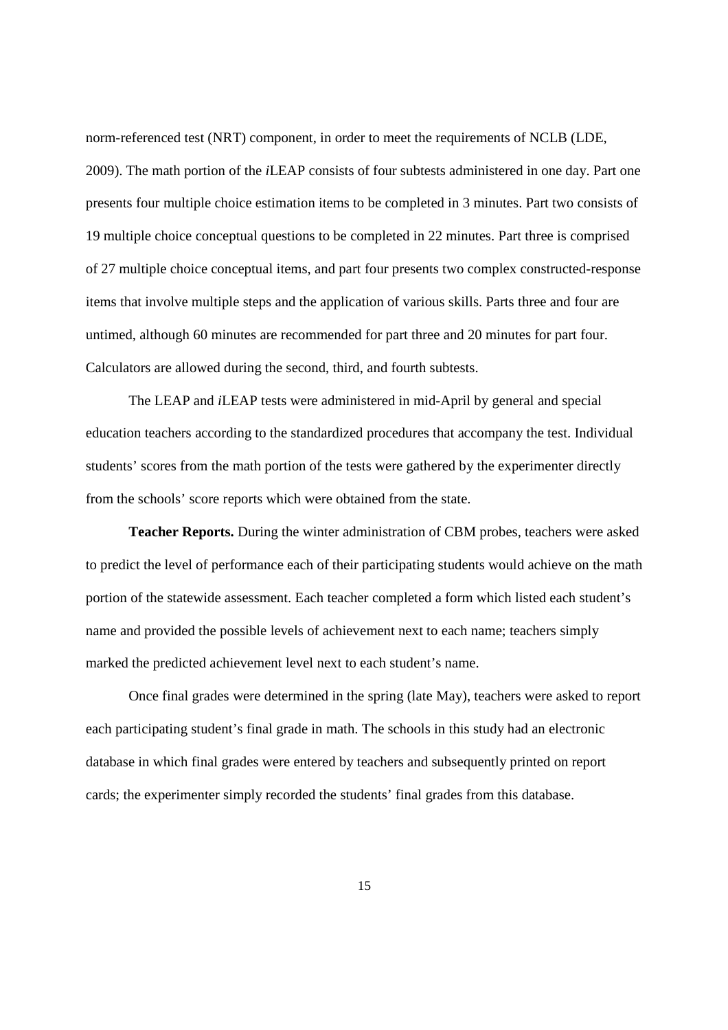norm-referenced test (NRT) component, in order to meet the requirements of NCLB (LDE, 2009). The math portion of the *i*LEAP consists of four subtests administered in one day. Part one presents four multiple choice estimation items to be completed in 3 minutes. Part two consists of 19 multiple choice conceptual questions to be completed in 22 minutes. Part three is comprised of 27 multiple choice conceptual items, and part four presents two complex constructed-response items that involve multiple steps and the application of various skills. Parts three and four are untimed, although 60 minutes are recommended for part three and 20 minutes for part four. Calculators are allowed during the second, third, and fourth subtests.

The LEAP and *i*LEAP tests were administered in mid-April by general and special education teachers according to the standardized procedures that accompany the test. Individual students' scores from the math portion of the tests were gathered by the experimenter directly from the schools' score reports which were obtained from the state.

**Teacher Reports.** During the winter administration of CBM probes, teachers were asked to predict the level of performance each of their participating students would achieve on the math portion of the statewide assessment. Each teacher completed a form which listed each student's name and provided the possible levels of achievement next to each name; teachers simply marked the predicted achievement level next to each student's name.

Once final grades were determined in the spring (late May), teachers were asked to report each participating student's final grade in math. The schools in this study had an electronic database in which final grades were entered by teachers and subsequently printed on report cards; the experimenter simply recorded the students' final grades from this database.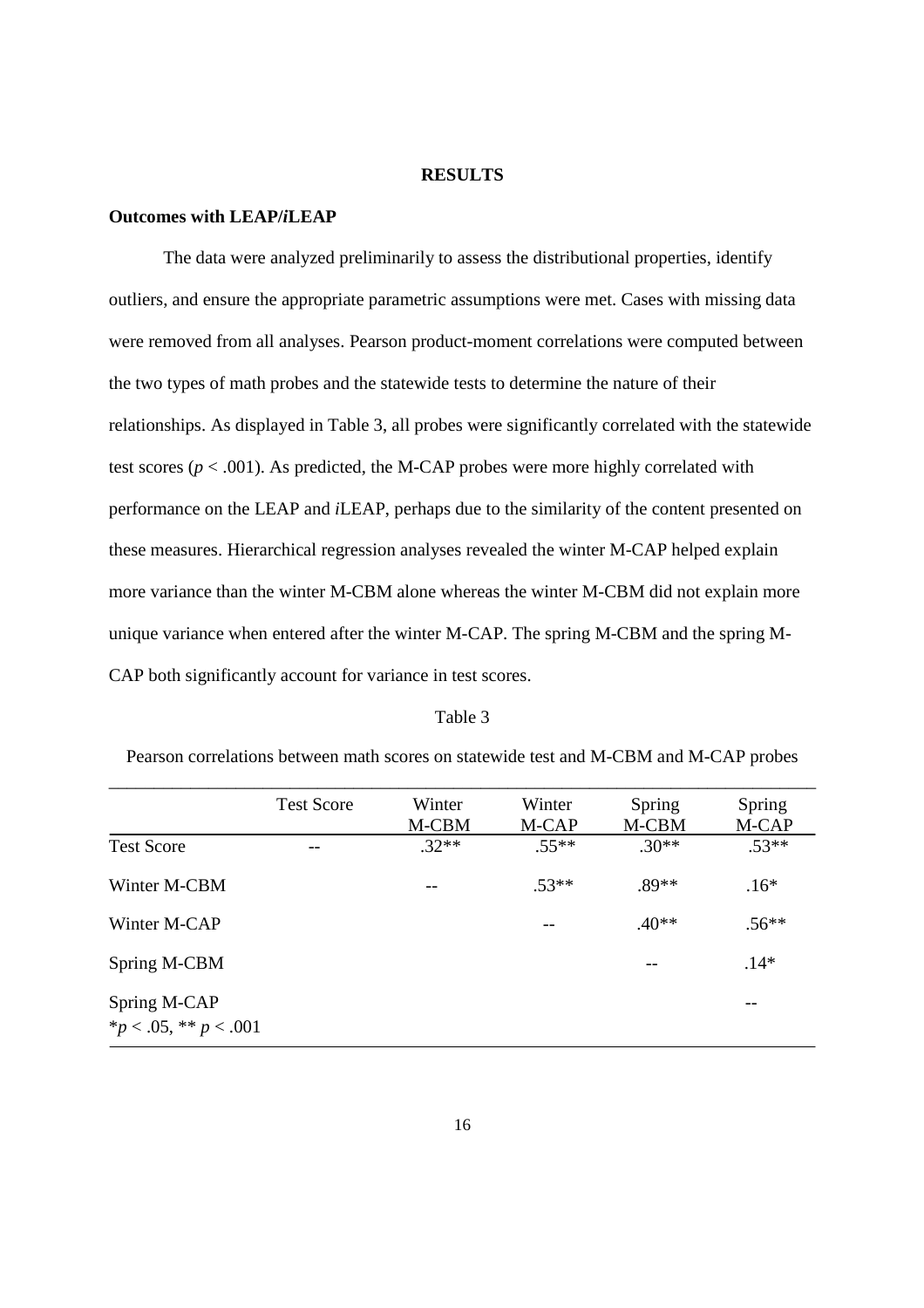# RESULTS

## Outcomes with LEAP/*i*LEAP

The data were analyzed preliminarily to assess the distributional properties, identify outliers, and ensure the appropriate parametric assumptions were met. Cases with missing data were removed from all analyses. Pearson product-moment correlations were computed between the two types of math probes and the statewide tests to determine the nature of their relationships. As displayed in Table 3, all probes were significantly correlated with the statewide test scores ($p < .001$). As predicted, the M-CAP probes were more highly correlated with performance on the LEAP and *i*LEAP, perhaps due to the similarity of the content presented on these measures. Hierarchical regression analyses revealed the winter M-CAP helped explain more variance than the winter M-CBM alone whereas the winter M-CBM did not explain more unique variance when entered after the winter M-CAP. The spring M-CBM and the spring M-CAP both significantly account for variance in test scores.

Table 3

Pearson correlations between math scores on statewide test and M-CBM and M-CAP probes

| | Test Score | Winter M-CBM | Winter M-CAP | Spring M-CBM | Spring M-CAP |
|---|---|---|---|---|---|
| Test Score | -- | .32** | .55** | .30** | .53** |
| Winter M-CBM | | -- | .53** | .89** | .16* |
| Winter M-CAP | | | -- | .40** | .56** |
| Spring M-CBM | | | | -- | .14* |
| Spring M-CAP | | | | | -- |

*$p < .05$, ** $p < .001$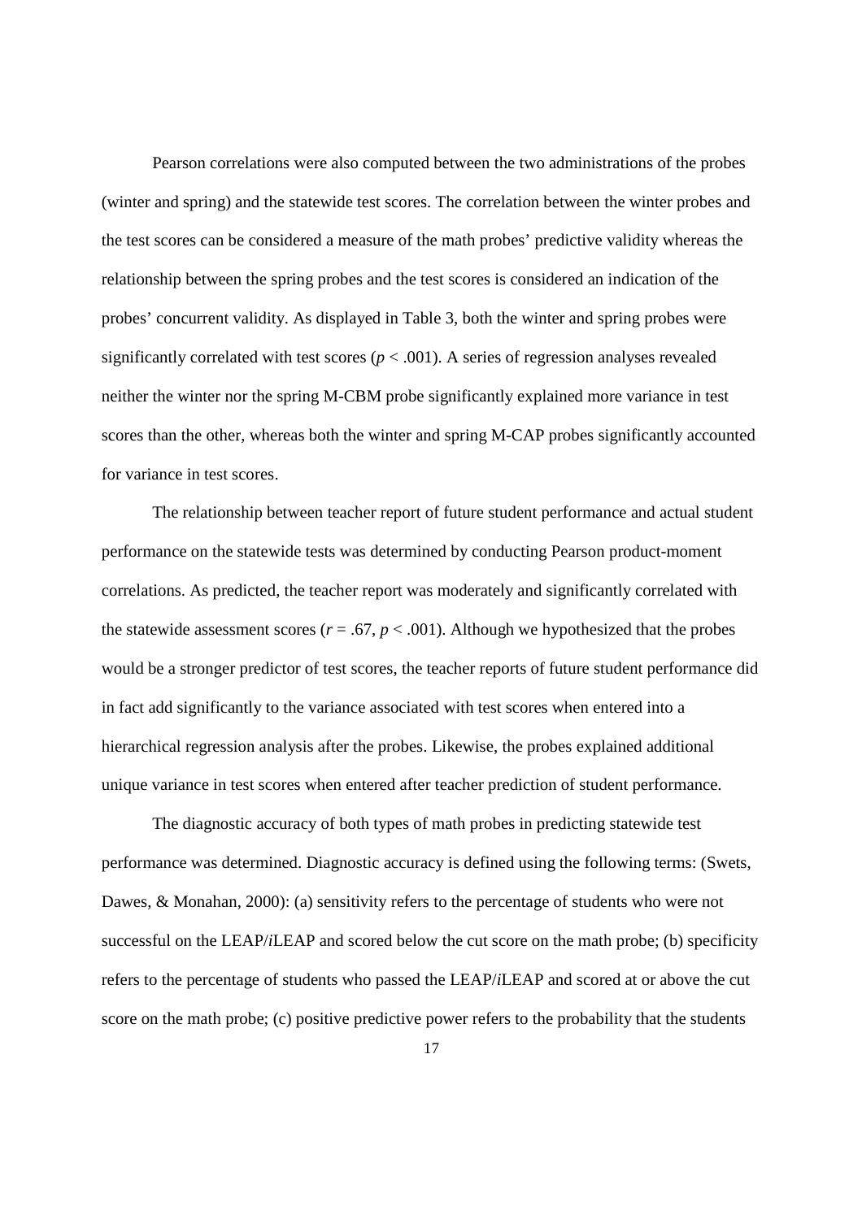Pearson correlations were also computed between the two administrations of the probes (winter and spring) and the statewide test scores. The correlation between the winter probes and the test scores can be considered a measure of the math probes' predictive validity whereas the relationship between the spring probes and the test scores is considered an indication of the probes' concurrent validity. As displayed in Table 3, both the winter and spring probes were significantly correlated with test scores ($p < .001$). A series of regression analyses revealed neither the winter nor the spring M-CBM probe significantly explained more variance in test scores than the other, whereas both the winter and spring M-CAP probes significantly accounted for variance in test scores.

The relationship between teacher report of future student performance and actual student performance on the statewide tests was determined by conducting Pearson product-moment correlations. As predicted, the teacher report was moderately and significantly correlated with the statewide assessment scores ($r = .67$, $p < .001$). Although we hypothesized that the probes would be a stronger predictor of test scores, the teacher reports of future student performance did in fact add significantly to the variance associated with test scores when entered into a hierarchical regression analysis after the probes. Likewise, the probes explained additional unique variance in test scores when entered after teacher prediction of student performance.

The diagnostic accuracy of both types of math probes in predicting statewide test performance was determined. Diagnostic accuracy is defined using the following terms: (Swets, Dawes, & Monahan, 2000): (a) sensitivity refers to the percentage of students who were not successful on the LEAP/*i*LEAP and scored below the cut score on the math probe; (b) specificity refers to the percentage of students who passed the LEAP/*i*LEAP and scored at or above the cut score on the math probe; (c) positive predictive power refers to the probability that the students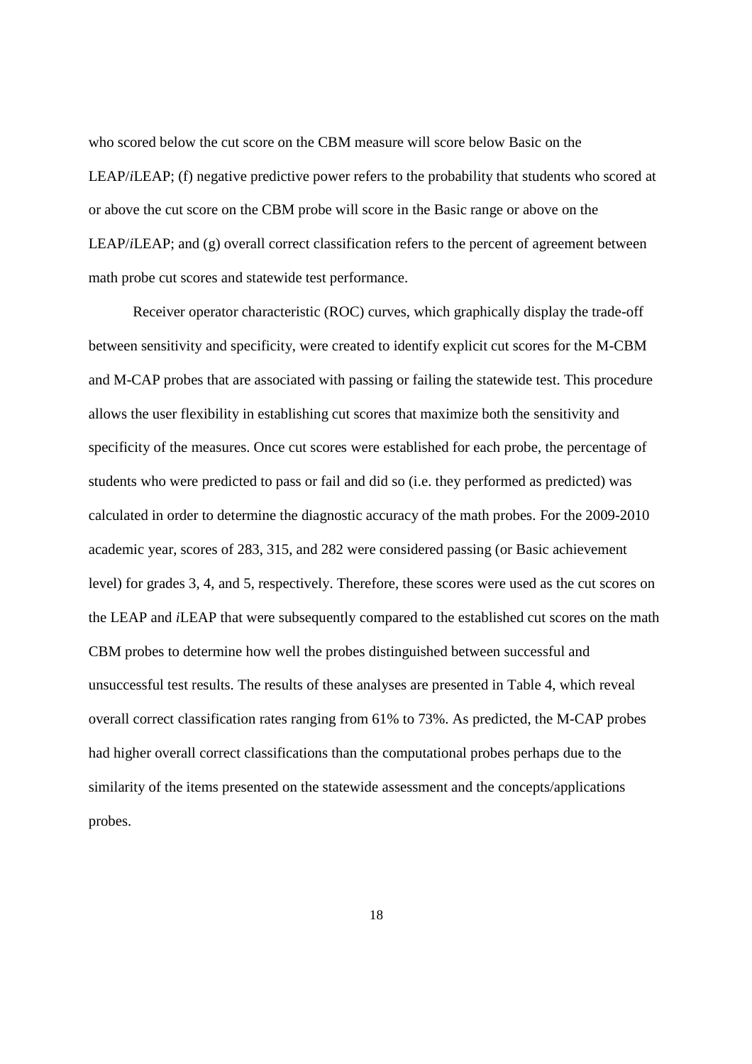who scored below the cut score on the CBM measure will score below Basic on the LEAP/*i*LEAP; (f) negative predictive power refers to the probability that students who scored at or above the cut score on the CBM probe will score in the Basic range or above on the LEAP/*i*LEAP; and (g) overall correct classification refers to the percent of agreement between math probe cut scores and statewide test performance.

Receiver operator characteristic (ROC) curves, which graphically display the trade-off between sensitivity and specificity, were created to identify explicit cut scores for the M-CBM and M-CAP probes that are associated with passing or failing the statewide test. This procedure allows the user flexibility in establishing cut scores that maximize both the sensitivity and specificity of the measures. Once cut scores were established for each probe, the percentage of students who were predicted to pass or fail and did so (i.e. they performed as predicted) was calculated in order to determine the diagnostic accuracy of the math probes. For the 2009-2010 academic year, scores of 283, 315, and 282 were considered passing (or Basic achievement level) for grades 3, 4, and 5, respectively. Therefore, these scores were used as the cut scores on the LEAP and *i*LEAP that were subsequently compared to the established cut scores on the math CBM probes to determine how well the probes distinguished between successful and unsuccessful test results. The results of these analyses are presented in Table 4, which reveal overall correct classification rates ranging from 61% to 73%. As predicted, the M-CAP probes had higher overall correct classifications than the computational probes perhaps due to the similarity of the items presented on the statewide assessment and the concepts/applications probes.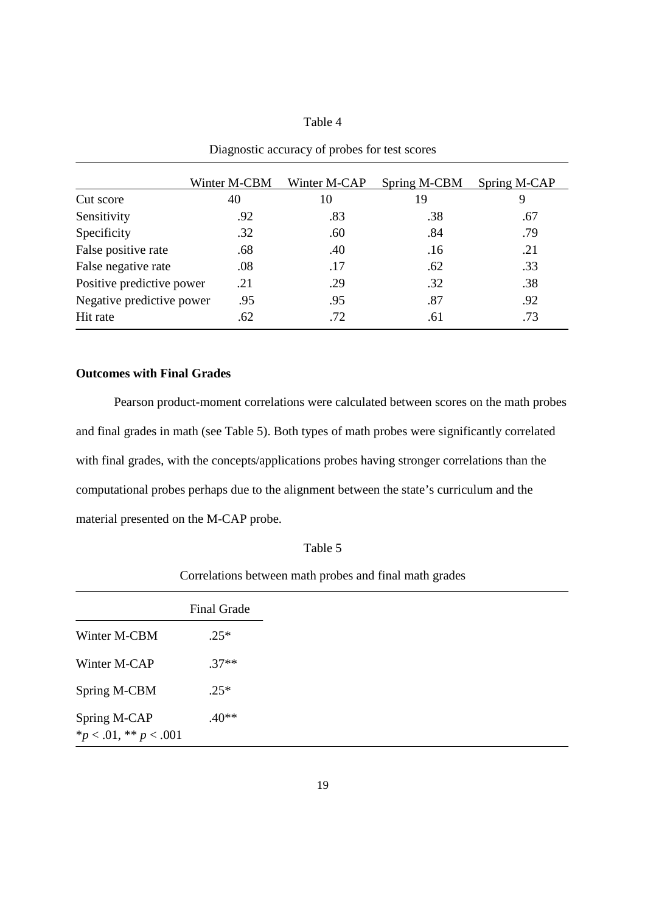Table 4

Diagnostic accuracy of probes for test scores

| | Winter M-CBM | Winter M-CAP | Spring M-CBM | Spring M-CAP |
|---|---|---|---|---|
| Cut score | 40 | 10 | 19 | 9 |
| Sensitivity | .92 | .83 | .38 | .67 |
| Specificity | .32 | .60 | .84 | .79 |
| False positive rate | .68 | .40 | .16 | .21 |
| False negative rate | .08 | .17 | .62 | .33 |
| Positive predictive power | .21 | .29 | .32 | .38 |
| Negative predictive power | .95 | .95 | .87 | .92 |
| Hit rate | .62 | .72 | .61 | .73 |

**Outcomes with Final Grades**

Pearson product-moment correlations were calculated between scores on the math probes and final grades in math (see Table 5). Both types of math probes were significantly correlated with final grades, with the concepts/applications probes having stronger correlations than the computational probes perhaps due to the alignment between the state's curriculum and the material presented on the M-CAP probe.

Table 5

Correlations between math probes and final math grades

| | Final Grade |
|---|---|
| Winter M-CBM | .25* |
| Winter M-CAP | .37** |
| Spring M-CBM | .25* |
| Spring M-CAP | .40** |

*$p < .01$, ** $p < .001$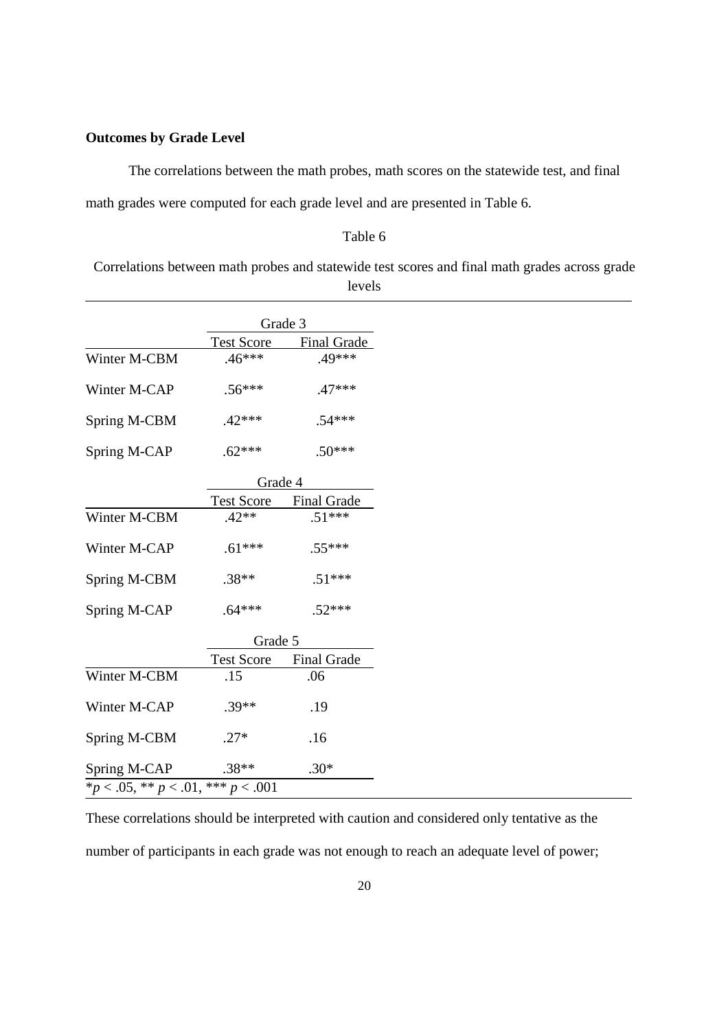**Outcomes by Grade Level**

The correlations between the math probes, math scores on the statewide test, and final math grades were computed for each grade level and are presented in Table 6.

Table 6

Correlations between math probes and statewide test scores and final math grades across grade levels

| | Grade 3 | |
|---|---|---|
| | Test Score | Final Grade |
| Winter M-CBM | .46*** | .49*** |
| Winter M-CAP | .56*** | .47*** |
| Spring M-CBM | .42*** | .54*** |
| Spring M-CAP | .62*** | .50*** |
| | **Grade 4** | |
| | Test Score | Final Grade |
| Winter M-CBM | .42** | .51*** |
| Winter M-CAP | .61*** | .55*** |
| Spring M-CBM | .38** | .51*** |
| Spring M-CAP | .64*** | .52*** |
| | **Grade 5** | |
| | Test Score | Final Grade |
| Winter M-CBM | .15 | .06 |
| Winter M-CAP | .39** | .19 |
| Spring M-CBM | .27* | .16 |
| Spring M-CAP | .38** | .30* |

*$p < .05$, ** $p < .01$, *** $p < .001$

These correlations should be interpreted with caution and considered only tentative as the number of participants in each grade was not enough to reach an adequate level of power;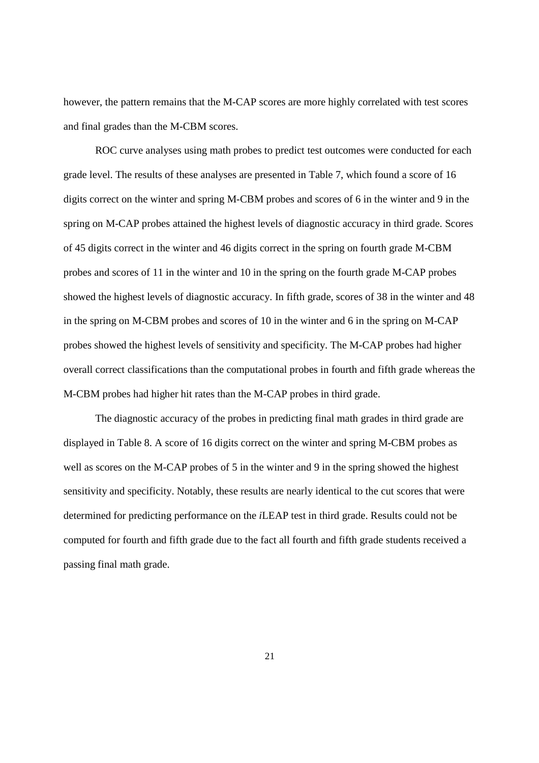however, the pattern remains that the M-CAP scores are more highly correlated with test scores and final grades than the M-CBM scores.

ROC curve analyses using math probes to predict test outcomes were conducted for each grade level. The results of these analyses are presented in Table 7, which found a score of 16 digits correct on the winter and spring M-CBM probes and scores of 6 in the winter and 9 in the spring on M-CAP probes attained the highest levels of diagnostic accuracy in third grade. Scores of 45 digits correct in the winter and 46 digits correct in the spring on fourth grade M-CBM probes and scores of 11 in the winter and 10 in the spring on the fourth grade M-CAP probes showed the highest levels of diagnostic accuracy. In fifth grade, scores of 38 in the winter and 48 in the spring on M-CBM probes and scores of 10 in the winter and 6 in the spring on M-CAP probes showed the highest levels of sensitivity and specificity. The M-CAP probes had higher overall correct classifications than the computational probes in fourth and fifth grade whereas the M-CBM probes had higher hit rates than the M-CAP probes in third grade.

The diagnostic accuracy of the probes in predicting final math grades in third grade are displayed in Table 8. A score of 16 digits correct on the winter and spring M-CBM probes as well as scores on the M-CAP probes of 5 in the winter and 9 in the spring showed the highest sensitivity and specificity. Notably, these results are nearly identical to the cut scores that were determined for predicting performance on the *i*LEAP test in third grade. Results could not be computed for fourth and fifth grade due to the fact all fourth and fifth grade students received a passing final math grade.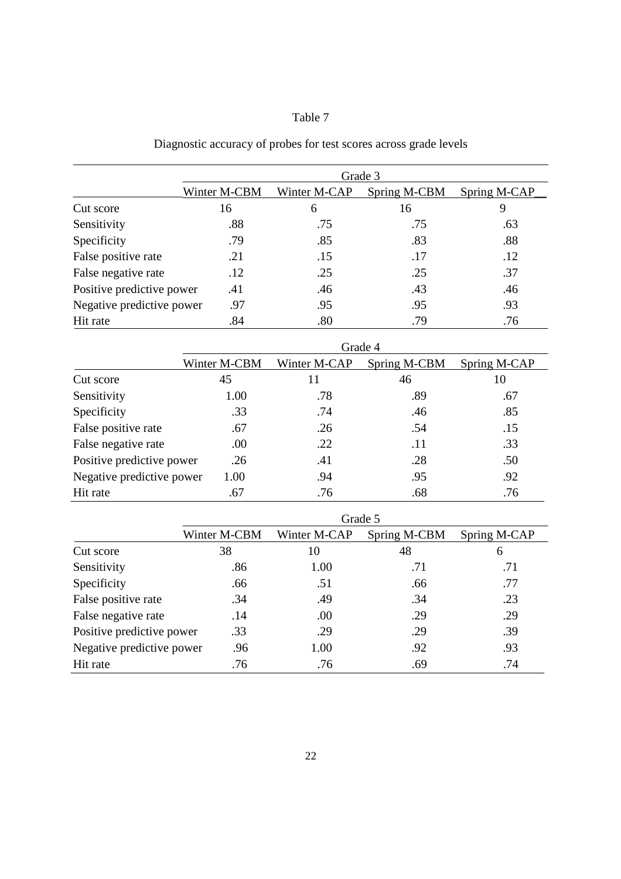Table 7

Diagnostic accuracy of probes for test scores across grade levels

| | Grade 3 | | | |
|---|---|---|---|---|
| | Winter M-CBM | Winter M-CAP | Spring M-CBM | Spring M-CAP |
| Cut score | 16 | 6 | 16 | 9 |
| Sensitivity | .88 | .75 | .75 | .63 |
| Specificity | .79 | .85 | .83 | .88 |
| False positive rate | .21 | .15 | .17 | .12 |
| False negative rate | .12 | .25 | .25 | .37 |
| Positive predictive power | .41 | .46 | .43 | .46 |
| Negative predictive power | .97 | .95 | .95 | .93 |
| Hit rate | .84 | .80 | .79 | .76 |

| | Grade 4 | | | |
|---|---|---|---|---|
| | Winter M-CBM | Winter M-CAP | Spring M-CBM | Spring M-CAP |
| Cut score | 45 | 11 | 46 | 10 |
| Sensitivity | 1.00 | .78 | .89 | .67 |
| Specificity | .33 | .74 | .46 | .85 |
| False positive rate | .67 | .26 | .54 | .15 |
| False negative rate | .00 | .22 | .11 | .33 |
| Positive predictive power | .26 | .41 | .28 | .50 |
| Negative predictive power | 1.00 | .94 | .95 | .92 |
| Hit rate | .67 | .76 | .68 | .76 |

| | Grade 5 | | | |
|---|---|---|---|---|
| | Winter M-CBM | Winter M-CAP | Spring M-CBM | Spring M-CAP |
| Cut score | 38 | 10 | 48 | 6 |
| Sensitivity | .86 | 1.00 | .71 | .71 |
| Specificity | .66 | .51 | .66 | .77 |
| False positive rate | .34 | .49 | .34 | .23 |
| False negative rate | .14 | .00 | .29 | .29 |
| Positive predictive power | .33 | .29 | .29 | .39 |
| Negative predictive power | .96 | 1.00 | .92 | .93 |
| Hit rate | .76 | .76 | .69 | .74 |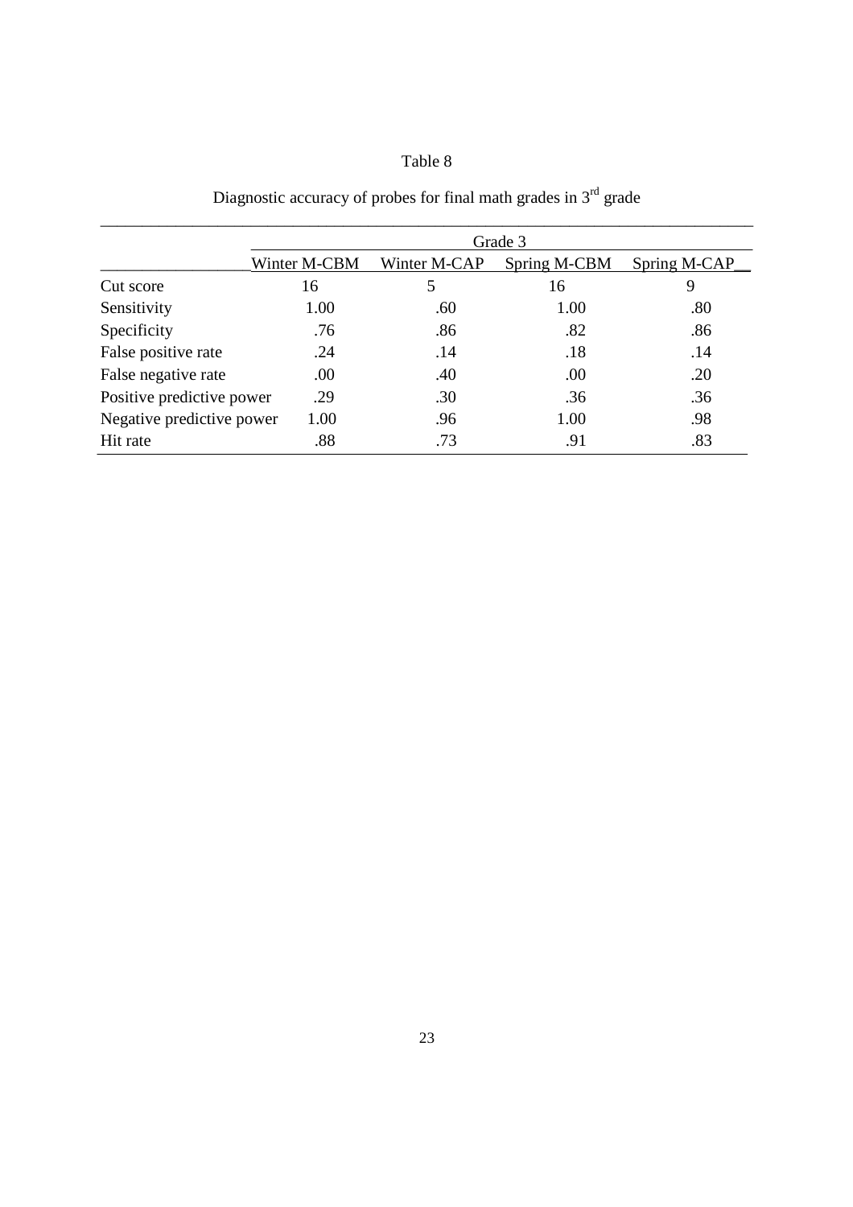Table 8

Diagnostic accuracy of probes for final math grades in 3rd grade

| | Grade 3 | | | |
|---|---|---|---|---|
| | Winter M-CBM | Winter M-CAP | Spring M-CBM | Spring M-CAP |
| Cut score | 16 | 5 | 16 | 9 |
| Sensitivity | 1.00 | .60 | 1.00 | .80 |
| Specificity | .76 | .86 | .82 | .86 |
| False positive rate | .24 | .14 | .18 | .14 |
| False negative rate | .00 | .40 | .00 | .20 |
| Positive predictive power | .29 | .30 | .36 | .36 |
| Negative predictive power | 1.00 | .96 | 1.00 | .98 |
| Hit rate | .88 | .73 | .91 | .83 |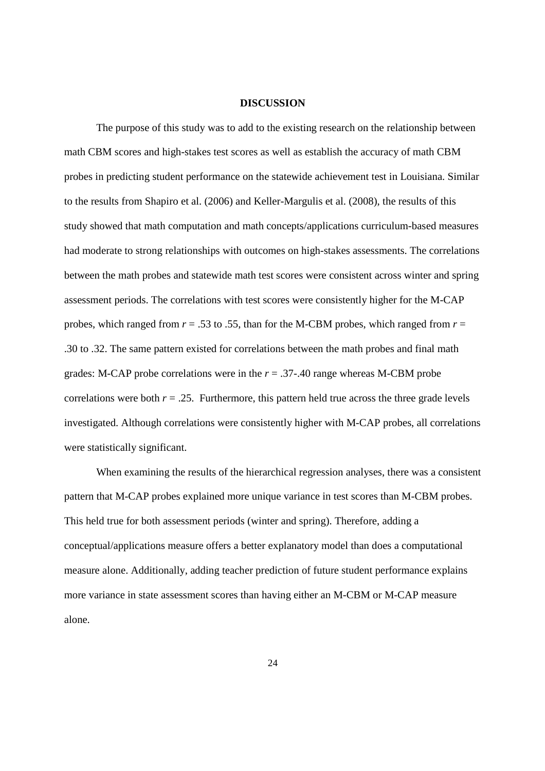# DISCUSSION

The purpose of this study was to add to the existing research on the relationship between math CBM scores and high-stakes test scores as well as establish the accuracy of math CBM probes in predicting student performance on the statewide achievement test in Louisiana. Similar to the results from Shapiro et al. (2006) and Keller-Margulis et al. (2008), the results of this study showed that math computation and math concepts/applications curriculum-based measures had moderate to strong relationships with outcomes on high-stakes assessments. The correlations between the math probes and statewide math test scores were consistent across winter and spring assessment periods. The correlations with test scores were consistently higher for the M-CAP probes, which ranged from $r$ = .53 to .55, than for the M-CBM probes, which ranged from $r$ = .30 to .32. The same pattern existed for correlations between the math probes and final math grades: M-CAP probe correlations were in the $r$ = .37-.40 range whereas M-CBM probe correlations were both $r$ = .25. Furthermore, this pattern held true across the three grade levels investigated. Although correlations were consistently higher with M-CAP probes, all correlations were statistically significant.

When examining the results of the hierarchical regression analyses, there was a consistent pattern that M-CAP probes explained more unique variance in test scores than M-CBM probes. This held true for both assessment periods (winter and spring). Therefore, adding a conceptual/applications measure offers a better explanatory model than does a computational measure alone. Additionally, adding teacher prediction of future student performance explains more variance in state assessment scores than having either an M-CBM or M-CAP measure alone.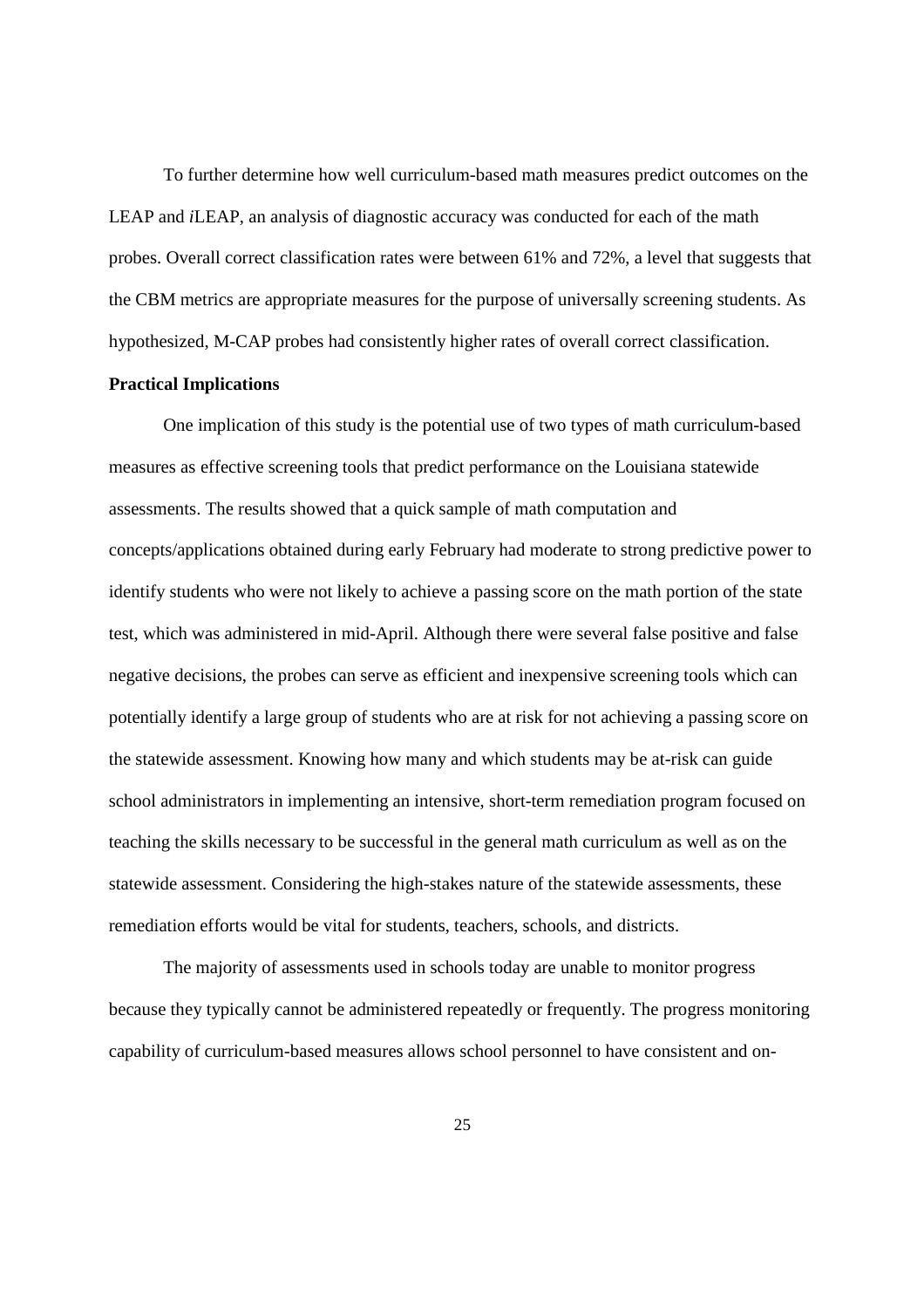To further determine how well curriculum-based math measures predict outcomes on the LEAP and *i*LEAP, an analysis of diagnostic accuracy was conducted for each of the math probes. Overall correct classification rates were between 61% and 72%, a level that suggests that the CBM metrics are appropriate measures for the purpose of universally screening students. As hypothesized, M-CAP probes had consistently higher rates of overall correct classification.

**Practical Implications**

One implication of this study is the potential use of two types of math curriculum-based measures as effective screening tools that predict performance on the Louisiana statewide assessments. The results showed that a quick sample of math computation and concepts/applications obtained during early February had moderate to strong predictive power to identify students who were not likely to achieve a passing score on the math portion of the state test, which was administered in mid-April. Although there were several false positive and false negative decisions, the probes can serve as efficient and inexpensive screening tools which can potentially identify a large group of students who are at risk for not achieving a passing score on the statewide assessment. Knowing how many and which students may be at-risk can guide school administrators in implementing an intensive, short-term remediation program focused on teaching the skills necessary to be successful in the general math curriculum as well as on the statewide assessment. Considering the high-stakes nature of the statewide assessments, these remediation efforts would be vital for students, teachers, schools, and districts.

The majority of assessments used in schools today are unable to monitor progress because they typically cannot be administered repeatedly or frequently. The progress monitoring capability of curriculum-based measures allows school personnel to have consistent and on-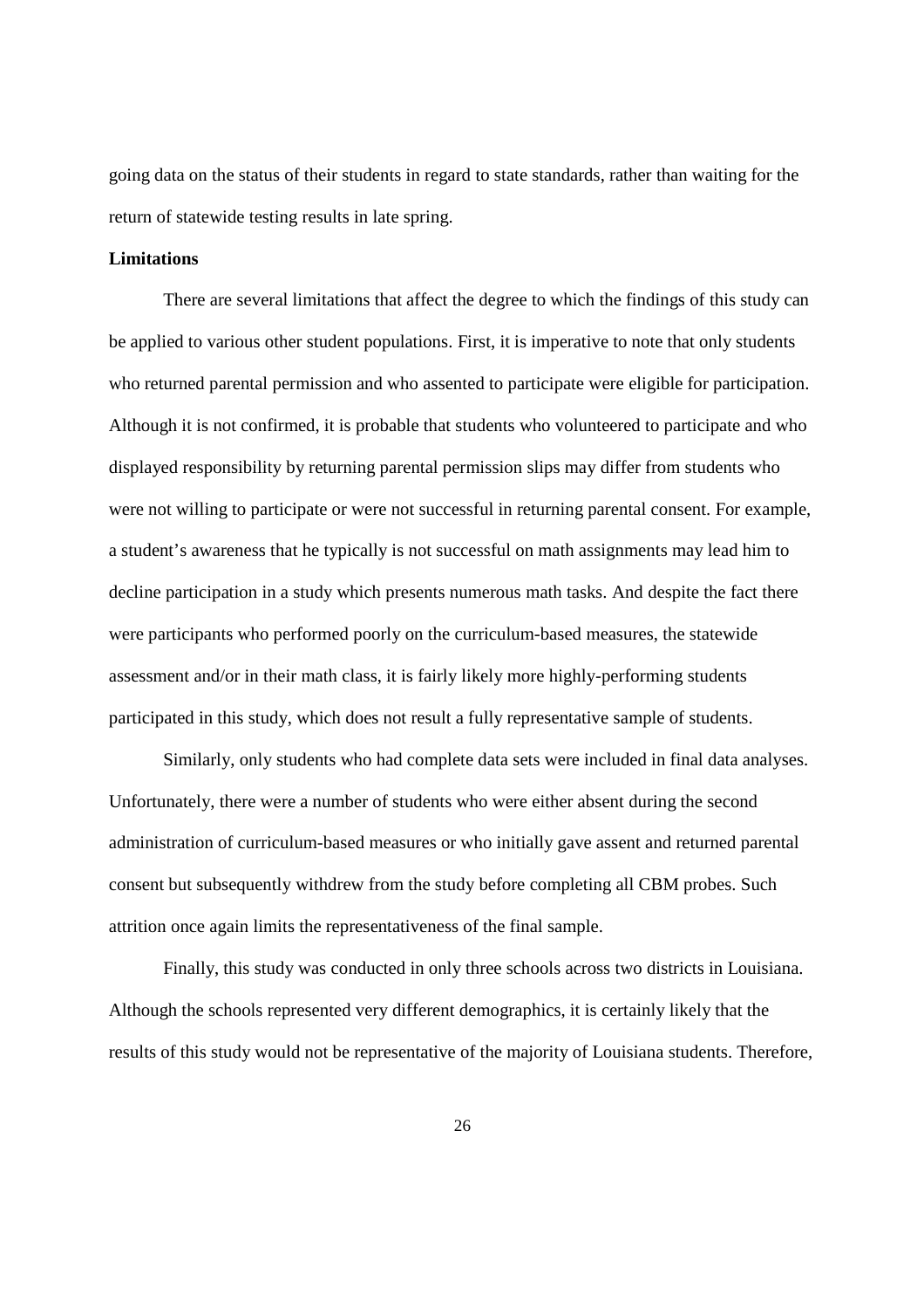going data on the status of their students in regard to state standards, rather than waiting for the return of statewide testing results in late spring.

**Limitations**

There are several limitations that affect the degree to which the findings of this study can be applied to various other student populations. First, it is imperative to note that only students who returned parental permission and who assented to participate were eligible for participation. Although it is not confirmed, it is probable that students who volunteered to participate and who displayed responsibility by returning parental permission slips may differ from students who were not willing to participate or were not successful in returning parental consent. For example, a student's awareness that he typically is not successful on math assignments may lead him to decline participation in a study which presents numerous math tasks. And despite the fact there were participants who performed poorly on the curriculum-based measures, the statewide assessment and/or in their math class, it is fairly likely more highly-performing students participated in this study, which does not result a fully representative sample of students.

Similarly, only students who had complete data sets were included in final data analyses. Unfortunately, there were a number of students who were either absent during the second administration of curriculum-based measures or who initially gave assent and returned parental consent but subsequently withdrew from the study before completing all CBM probes. Such attrition once again limits the representativeness of the final sample.

Finally, this study was conducted in only three schools across two districts in Louisiana. Although the schools represented very different demographics, it is certainly likely that the results of this study would not be representative of the majority of Louisiana students. Therefore,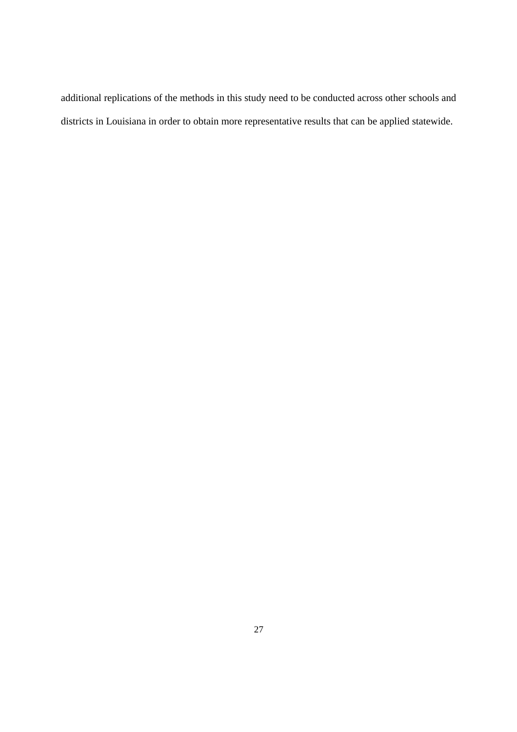additional replications of the methods in this study need to be conducted across other schools and districts in Louisiana in order to obtain more representative results that can be applied statewide.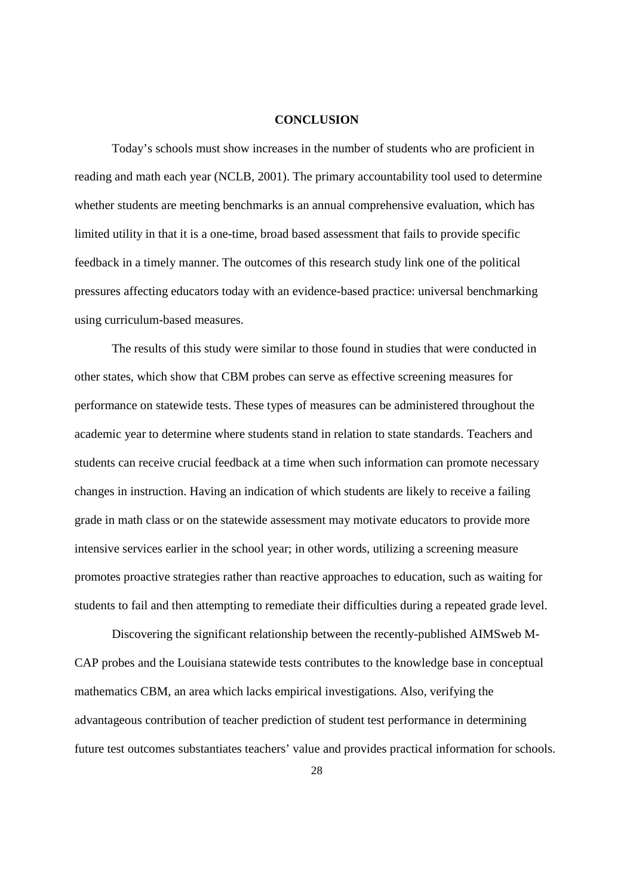# CONCLUSION

Today's schools must show increases in the number of students who are proficient in reading and math each year (NCLB, 2001). The primary accountability tool used to determine whether students are meeting benchmarks is an annual comprehensive evaluation, which has limited utility in that it is a one-time, broad based assessment that fails to provide specific feedback in a timely manner. The outcomes of this research study link one of the political pressures affecting educators today with an evidence-based practice: universal benchmarking using curriculum-based measures.

The results of this study were similar to those found in studies that were conducted in other states, which show that CBM probes can serve as effective screening measures for performance on statewide tests. These types of measures can be administered throughout the academic year to determine where students stand in relation to state standards. Teachers and students can receive crucial feedback at a time when such information can promote necessary changes in instruction. Having an indication of which students are likely to receive a failing grade in math class or on the statewide assessment may motivate educators to provide more intensive services earlier in the school year; in other words, utilizing a screening measure promotes proactive strategies rather than reactive approaches to education, such as waiting for students to fail and then attempting to remediate their difficulties during a repeated grade level.

Discovering the significant relationship between the recently-published AIMSweb M-CAP probes and the Louisiana statewide tests contributes to the knowledge base in conceptual mathematics CBM, an area which lacks empirical investigations. Also, verifying the advantageous contribution of teacher prediction of student test performance in determining future test outcomes substantiates teachers' value and provides practical information for schools.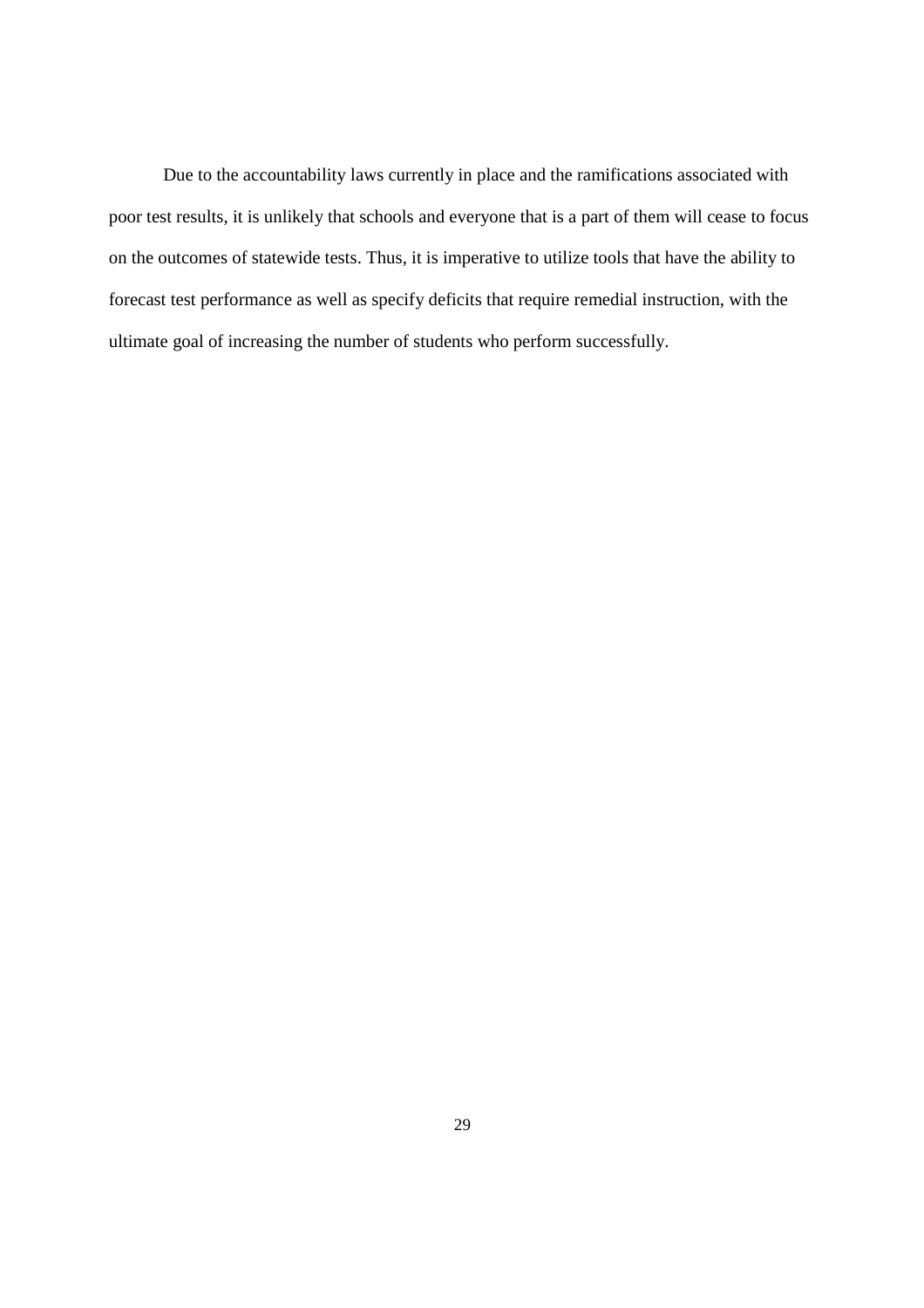Due to the accountability laws currently in place and the ramifications associated with poor test results, it is unlikely that schools and everyone that is a part of them will cease to focus on the outcomes of statewide tests. Thus, it is imperative to utilize tools that have the ability to forecast test performance as well as specify deficits that require remedial instruction, with the ultimate goal of increasing the number of students who perform successfully.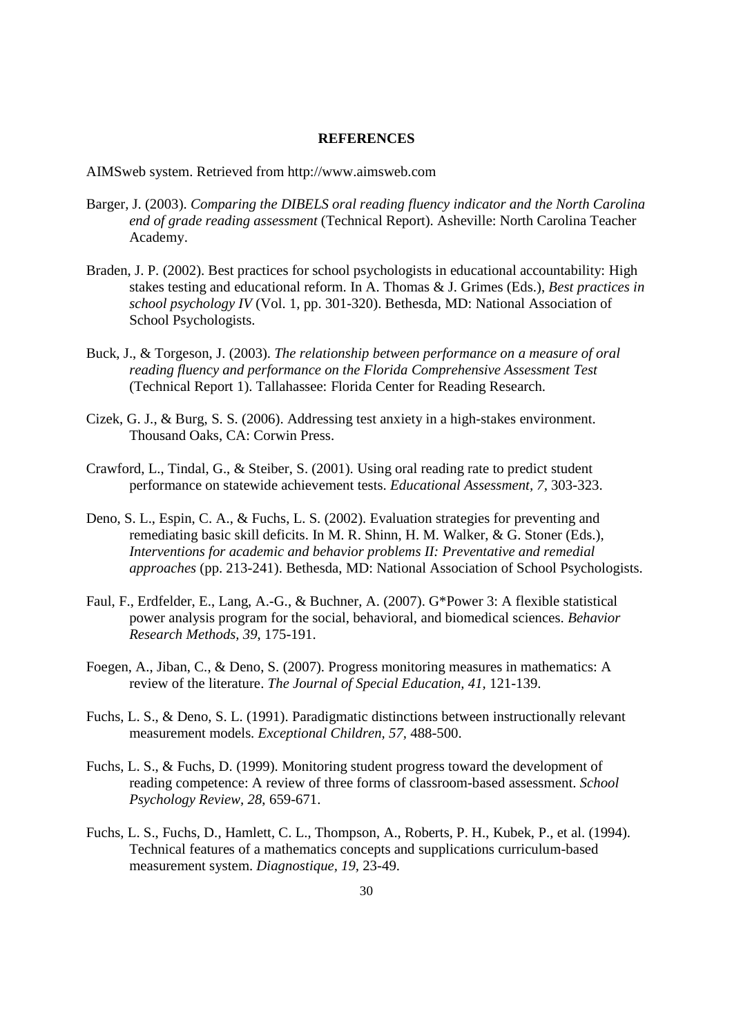## REFERENCES

AIMSweb system. Retrieved from http://www.aimsweb.com

Barger, J. (2003). *Comparing the DIBELS oral reading fluency indicator and the North Carolina end of grade reading assessment* (Technical Report). Asheville: North Carolina Teacher Academy.

Braden, J. P. (2002). Best practices for school psychologists in educational accountability: High stakes testing and educational reform. In A. Thomas & J. Grimes (Eds.), *Best practices in school psychology IV* (Vol. 1, pp. 301-320). Bethesda, MD: National Association of School Psychologists.

Buck, J., & Torgeson, J. (2003). *The relationship between performance on a measure of oral reading fluency and performance on the Florida Comprehensive Assessment Test* (Technical Report 1). Tallahassee: Florida Center for Reading Research.

Cizek, G. J., & Burg, S. S. (2006). Addressing test anxiety in a high-stakes environment. Thousand Oaks, CA: Corwin Press.

Crawford, L., Tindal, G., & Steiber, S. (2001). Using oral reading rate to predict student performance on statewide achievement tests. *Educational Assessment, 7,* 303-323.

Deno, S. L., Espin, C. A., & Fuchs, L. S. (2002). Evaluation strategies for preventing and remediating basic skill deficits. In M. R. Shinn, H. M. Walker, & G. Stoner (Eds.), *Interventions for academic and behavior problems II: Preventative and remedial approaches* (pp. 213-241). Bethesda, MD: National Association of School Psychologists.

Faul, F., Erdfelder, E., Lang, A.-G., & Buchner, A. (2007). G*Power 3: A flexible statistical power analysis program for the social, behavioral, and biomedical sciences. *Behavior Research Methods, 39*, 175-191.

Foegen, A., Jiban, C., & Deno, S. (2007). Progress monitoring measures in mathematics: A review of the literature. *The Journal of Special Education, 41*, 121-139.

Fuchs, L. S., & Deno, S. L. (1991). Paradigmatic distinctions between instructionally relevant measurement models. *Exceptional Children, 57,* 488-500.

Fuchs, L. S., & Fuchs, D. (1999). Monitoring student progress toward the development of reading competence: A review of three forms of classroom-based assessment. *School Psychology Review, 28*, 659-671.

Fuchs, L. S., Fuchs, D., Hamlett, C. L., Thompson, A., Roberts, P. H., Kubek, P., et al. (1994). Technical features of a mathematics concepts and supplications curriculum-based measurement system. *Diagnostique, 19*, 23-49.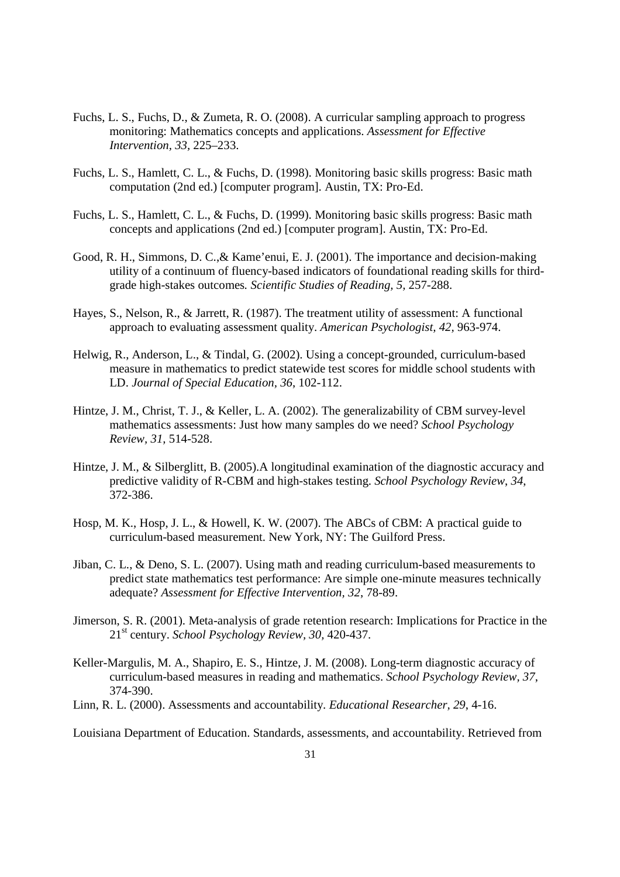Fuchs, L. S., Fuchs, D., & Zumeta, R. O. (2008). A curricular sampling approach to progress monitoring: Mathematics concepts and applications. *Assessment for Effective Intervention, 33,* 225–233.

Fuchs, L. S., Hamlett, C. L., & Fuchs, D. (1998). Monitoring basic skills progress: Basic math computation (2nd ed.) [computer program]. Austin, TX: Pro-Ed.

Fuchs, L. S., Hamlett, C. L., & Fuchs, D. (1999). Monitoring basic skills progress: Basic math concepts and applications (2nd ed.) [computer program]. Austin, TX: Pro-Ed.

Good, R. H., Simmons, D. C.,& Kame'enui, E. J. (2001). The importance and decision-making utility of a continuum of fluency-based indicators of foundational reading skills for third-grade high-stakes outcomes*. Scientific Studies of Reading, 5,* 257-288.

Hayes, S., Nelson, R., & Jarrett, R. (1987). The treatment utility of assessment: A functional approach to evaluating assessment quality. *American Psychologist, 42,* 963-974.

Helwig, R., Anderson, L., & Tindal, G. (2002). Using a concept-grounded, curriculum-based measure in mathematics to predict statewide test scores for middle school students with LD. *Journal of Special Education*, *36*, 102-112.

Hintze, J. M., Christ, T. J., & Keller, L. A. (2002). The generalizability of CBM survey-level mathematics assessments: Just how many samples do we need? *School Psychology Review*, *31,* 514-528.

Hintze, J. M., & Silberglitt, B. (2005).A longitudinal examination of the diagnostic accuracy and predictive validity of R-CBM and high-stakes testing. *School Psychology Review*, *34*, 372-386.

Hosp, M. K., Hosp, J. L., & Howell, K. W. (2007). The ABCs of CBM: A practical guide to curriculum-based measurement. New York, NY: The Guilford Press.

Jiban, C. L., & Deno, S. L. (2007). Using math and reading curriculum-based measurements to predict state mathematics test performance: Are simple one-minute measures technically adequate? *Assessment for Effective Intervention*, *32*, 78-89.

Jimerson, S. R. (2001). Meta-analysis of grade retention research: Implications for Practice in the 21st century. *School Psychology Review*, *30,* 420-437.

Keller-Margulis, M. A., Shapiro, E. S., Hintze, J. M. (2008). Long-term diagnostic accuracy of curriculum-based measures in reading and mathematics. *School Psychology Review, 37*, 374-390.

Linn, R. L. (2000). Assessments and accountability. *Educational Researcher, 29*, 4-16.

Louisiana Department of Education. Standards, assessments, and accountability. Retrieved from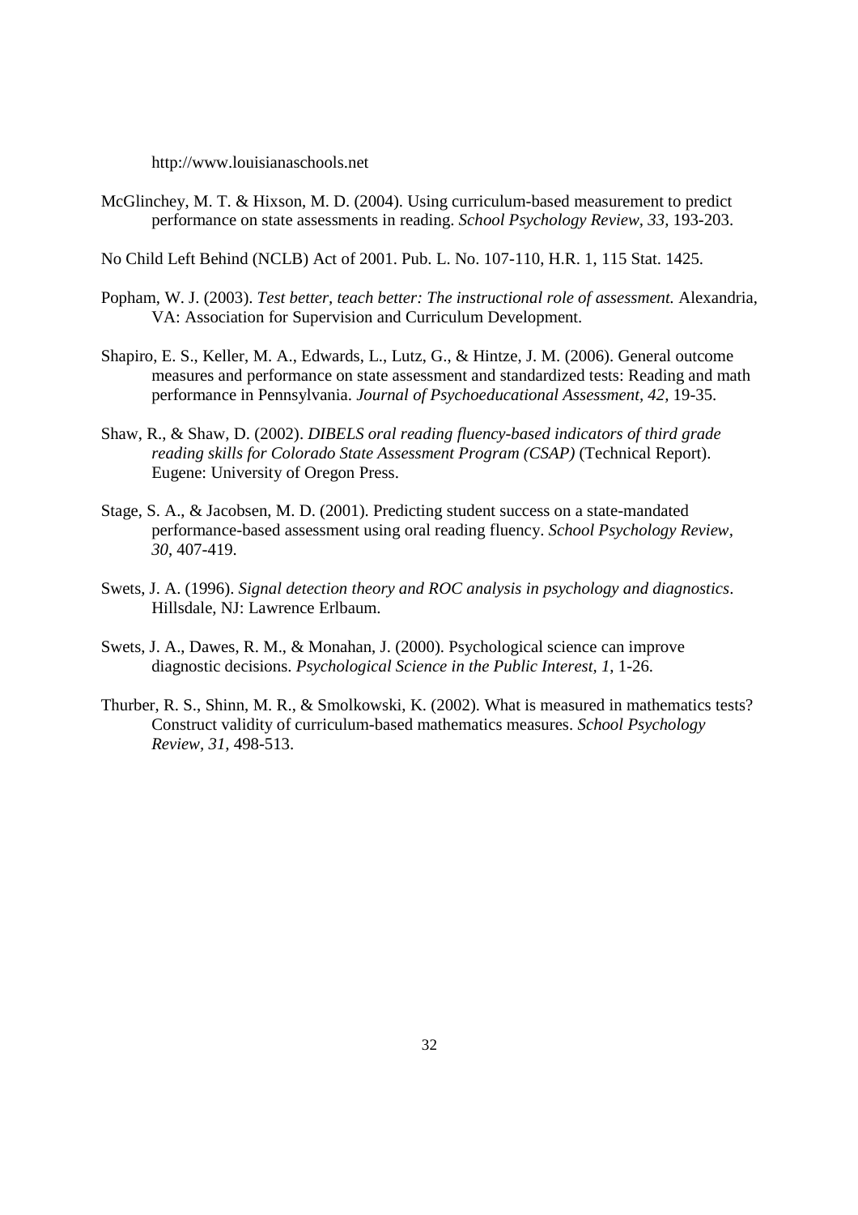http://www.louisianaschools.net

McGlinchey, M. T. & Hixson, M. D. (2004). Using curriculum-based measurement to predict performance on state assessments in reading. *School Psychology Review, 33,* 193-203.

No Child Left Behind (NCLB) Act of 2001. Pub. L. No. 107-110, H.R. 1, 115 Stat. 1425.

Popham, W. J. (2003). *Test better, teach better: The instructional role of assessment.* Alexandria, VA: Association for Supervision and Curriculum Development.

Shapiro, E. S., Keller, M. A., Edwards, L., Lutz, G., & Hintze, J. M. (2006). General outcome measures and performance on state assessment and standardized tests: Reading and math performance in Pennsylvania. *Journal of Psychoeducational Assessment, 42,* 19-35.

Shaw, R., & Shaw, D. (2002). *DIBELS oral reading fluency-based indicators of third grade reading skills for Colorado State Assessment Program (CSAP)* (Technical Report). Eugene: University of Oregon Press.

Stage, S. A., & Jacobsen, M. D. (2001). Predicting student success on a state-mandated performance-based assessment using oral reading fluency. *School Psychology Review*, *30*, 407-419.

Swets, J. A. (1996). *Signal detection theory and ROC analysis in psychology and diagnostics*. Hillsdale, NJ: Lawrence Erlbaum.

Swets, J. A., Dawes, R. M., & Monahan, J. (2000). Psychological science can improve diagnostic decisions. *Psychological Science in the Public Interest, 1*, 1-26.

Thurber, R. S., Shinn, M. R., & Smolkowski, K. (2002). What is measured in mathematics tests? Construct validity of curriculum-based mathematics measures. *School Psychology Review*, *31,* 498-513.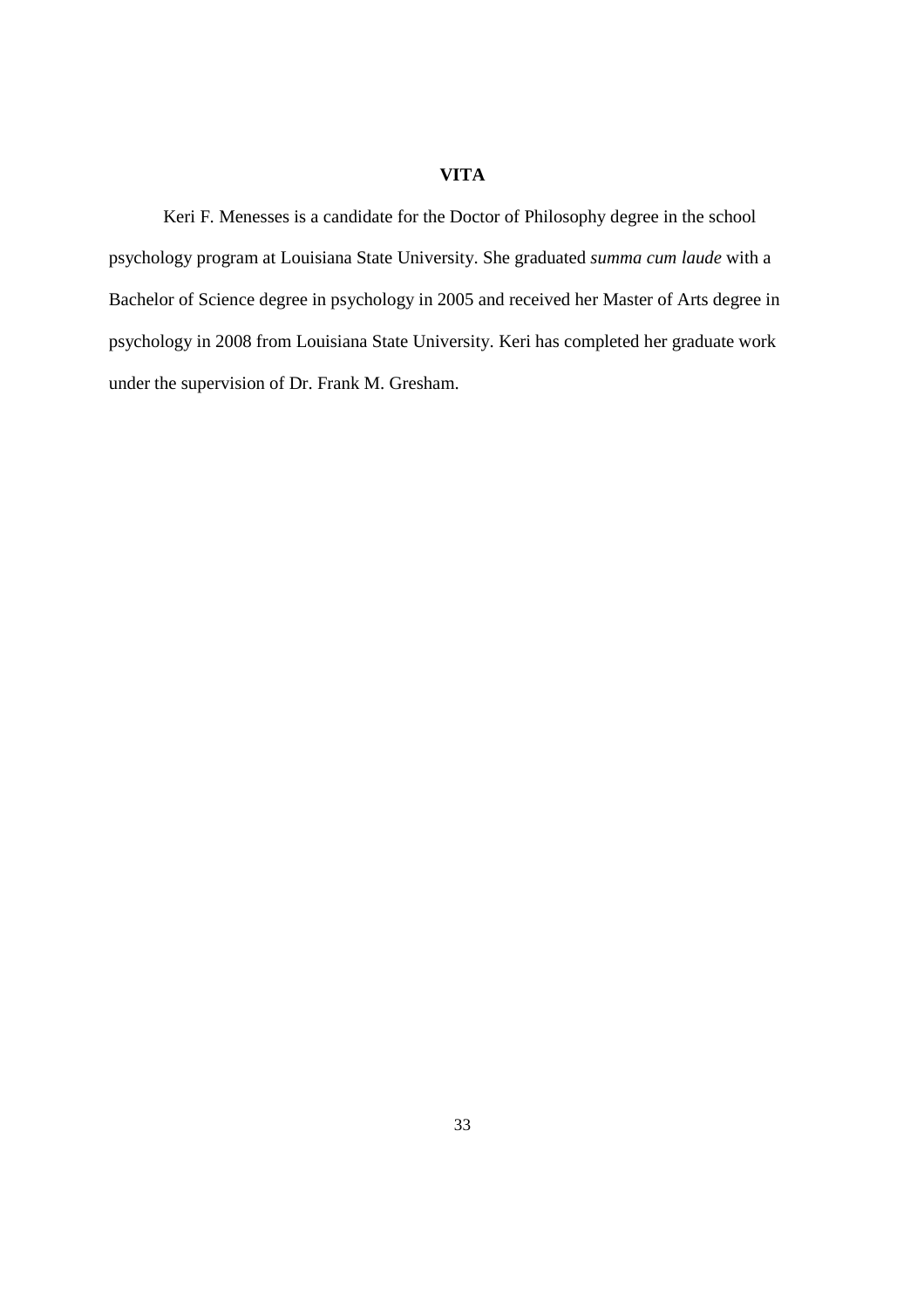# VITA

Keri F. Menesses is a candidate for the Doctor of Philosophy degree in the school psychology program at Louisiana State University. She graduated *summa cum laude* with a Bachelor of Science degree in psychology in 2005 and received her Master of Arts degree in psychology in 2008 from Louisiana State University. Keri has completed her graduate work under the supervision of Dr. Frank M. Gresham.